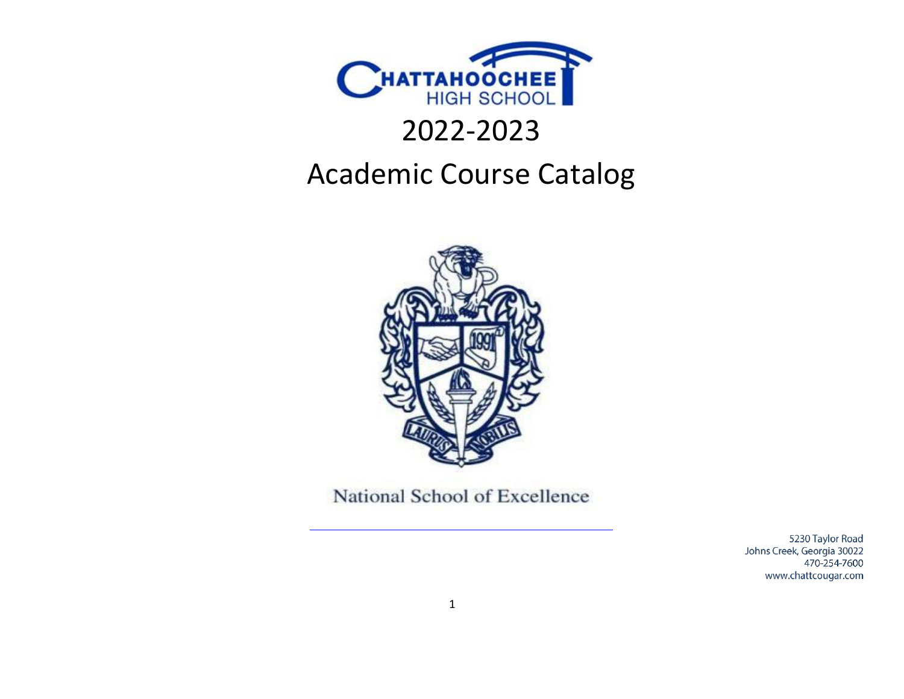# CHATTAHOOCHEE HIGH SCHOOL

# 2022-2023

# Academic Course Catalog

LAURUS NOBILIS

National School of Excellence

5230 Taylor Road
Johns Creek, Georgia 30022
470-254-7600
www.chattcougar.com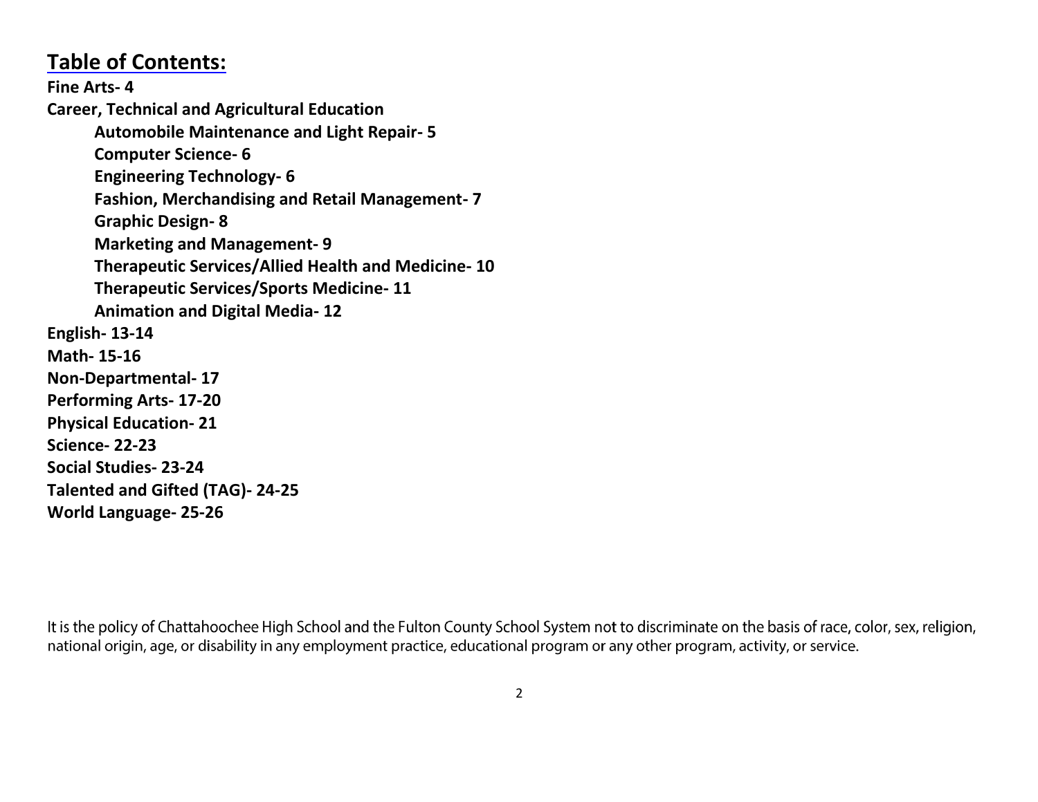## Table of Contents:

**Fine Arts- 4**

**Career, Technical and Agricultural Education**

- **Automobile Maintenance and Light Repair- 5**
- **Computer Science- 6**
- **Engineering Technology- 6**
- **Fashion, Merchandising and Retail Management- 7**
- **Graphic Design- 8**
- **Marketing and Management- 9**
- **Therapeutic Services/Allied Health and Medicine- 10**
- **Therapeutic Services/Sports Medicine- 11**
- **Animation and Digital Media- 12**

**English- 13-14**

**Math- 15-16**

**Non-Departmental- 17**

**Performing Arts- 17-20**

**Physical Education- 21**

**Science- 22-23**

**Social Studies- 23-24**

**Talented and Gifted (TAG)- 24-25**

**World Language- 25-26**

It is the policy of Chattahoochee High School and the Fulton County School System not to discriminate on the basis of race, color, sex, religion, national origin, age, or disability in any employment practice, educational program or any other program, activity, or service.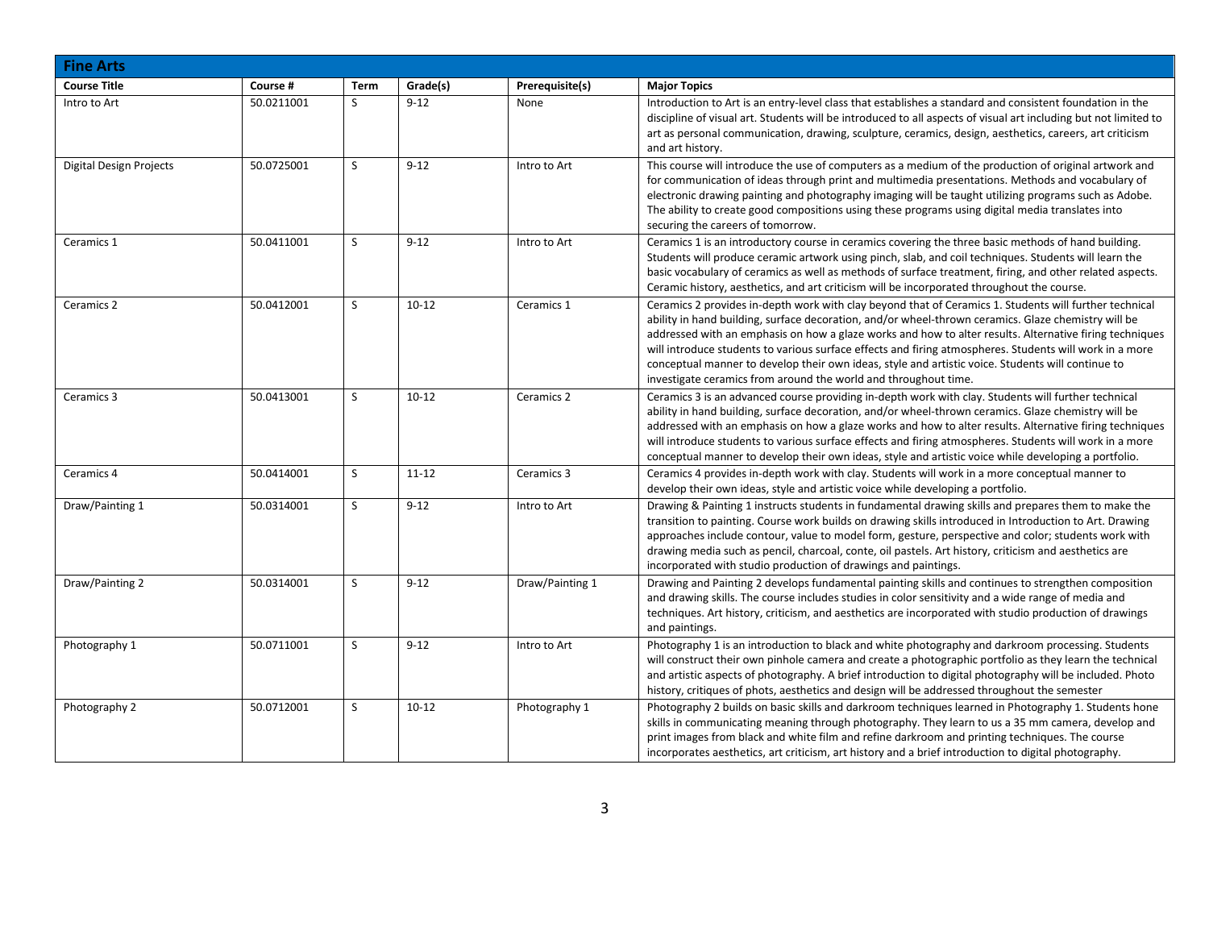## Fine Arts

| Course Title | Course # | Term | Grade(s) | Prerequisite(s) | Major Topics |
|---|---|---|---|---|---|
| Intro to Art | 50.0211001 | S | 9-12 | None | Introduction to Art is an entry-level class that establishes a standard and consistent foundation in the discipline of visual art. Students will be introduced to all aspects of visual art including but not limited to art as personal communication, drawing, sculpture, ceramics, design, aesthetics, careers, art criticism and art history. |
| Digital Design Projects | 50.0725001 | S | 9-12 | Intro to Art | This course will introduce the use of computers as a medium of the production of original artwork and for communication of ideas through print and multimedia presentations. Methods and vocabulary of electronic drawing painting and photography imaging will be taught utilizing programs such as Adobe. The ability to create good compositions using these programs using digital media translates into securing the careers of tomorrow. |
| Ceramics 1 | 50.0411001 | S | 9-12 | Intro to Art | Ceramics 1 is an introductory course in ceramics covering the three basic methods of hand building. Students will produce ceramic artwork using pinch, slab, and coil techniques. Students will learn the basic vocabulary of ceramics as well as methods of surface treatment, firing, and other related aspects. Ceramic history, aesthetics, and art criticism will be incorporated throughout the course. |
| Ceramics 2 | 50.0412001 | S | 10-12 | Ceramics 1 | Ceramics 2 provides in-depth work with clay beyond that of Ceramics 1. Students will further technical ability in hand building, surface decoration, and/or wheel-thrown ceramics. Glaze chemistry will be addressed with an emphasis on how a glaze works and how to alter results. Alternative firing techniques will introduce students to various surface effects and firing atmospheres. Students will work in a more conceptual manner to develop their own ideas, style and artistic voice. Students will continue to investigate ceramics from around the world and throughout time. |
| Ceramics 3 | 50.0413001 | S | 10-12 | Ceramics 2 | Ceramics 3 is an advanced course providing in-depth work with clay. Students will further technical ability in hand building, surface decoration, and/or wheel-thrown ceramics. Glaze chemistry will be addressed with an emphasis on how a glaze works and how to alter results. Alternative firing techniques will introduce students to various surface effects and firing atmospheres. Students will work in a more conceptual manner to develop their own ideas, style and artistic voice while developing a portfolio. |
| Ceramics 4 | 50.0414001 | S | 11-12 | Ceramics 3 | Ceramics 4 provides in-depth work with clay. Students will work in a more conceptual manner to develop their own ideas, style and artistic voice while developing a portfolio. |
| Draw/Painting 1 | 50.0314001 | S | 9-12 | Intro to Art | Drawing & Painting 1 instructs students in fundamental drawing skills and prepares them to make the transition to painting. Course work builds on drawing skills introduced in Introduction to Art. Drawing approaches include contour, value to model form, gesture, perspective and color; students work with drawing media such as pencil, charcoal, conte, oil pastels. Art history, criticism and aesthetics are incorporated with studio production of drawings and paintings. |
| Draw/Painting 2 | 50.0314001 | S | 9-12 | Draw/Painting 1 | Drawing and Painting 2 develops fundamental painting skills and continues to strengthen composition and drawing skills. The course includes studies in color sensitivity and a wide range of media and techniques. Art history, criticism, and aesthetics are incorporated with studio production of drawings and paintings. |
| Photography 1 | 50.0711001 | S | 9-12 | Intro to Art | Photography 1 is an introduction to black and white photography and darkroom processing. Students will construct their own pinhole camera and create a photographic portfolio as they learn the technical and artistic aspects of photography. A brief introduction to digital photography will be included. Photo history, critiques of phots, aesthetics and design will be addressed throughout the semester |
| Photography 2 | 50.0712001 | S | 10-12 | Photography 1 | Photography 2 builds on basic skills and darkroom techniques learned in Photography 1. Students hone skills in communicating meaning through photography. They learn to us a 35 mm camera, develop and print images from black and white film and refine darkroom and printing techniques. The course incorporates aesthetics, art criticism, art history and a brief introduction to digital photography. |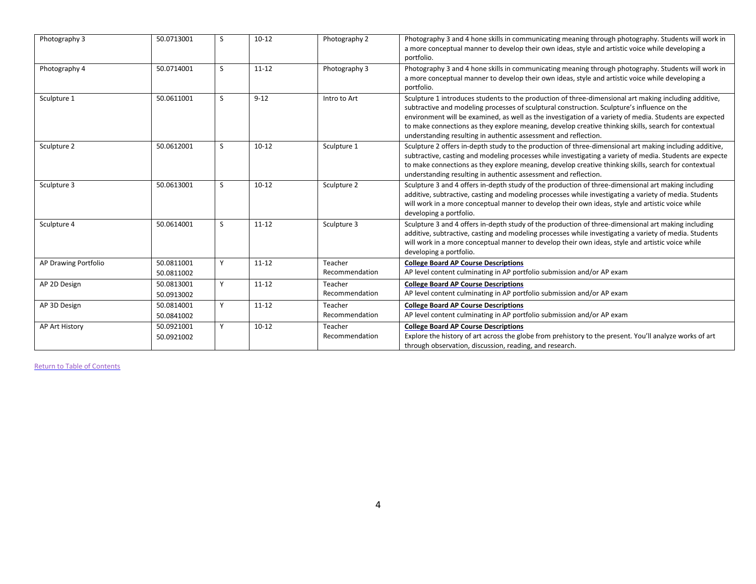| Photography 3 | 50.0713001 | S | 10-12 | Photography 2 | Photography 3 and 4 hone skills in communicating meaning through photography. Students will work in a more conceptual manner to develop their own ideas, style and artistic voice while developing a portfolio. |
|---|---|---|---|---|---|
| Photography 4 | 50.0714001 | S | 11-12 | Photography 3 | Photography 3 and 4 hone skills in communicating meaning through photography. Students will work in a more conceptual manner to develop their own ideas, style and artistic voice while developing a portfolio. |
| Sculpture 1 | 50.0611001 | S | 9-12 | Intro to Art | Sculpture 1 introduces students to the production of three-dimensional art making including additive, subtractive and modeling processes of sculptural construction. Sculpture's influence on the environment will be examined, as well as the investigation of a variety of media. Students are expected to make connections as they explore meaning, develop creative thinking skills, search for contextual understanding resulting in authentic assessment and reflection. |
| Sculpture 2 | 50.0612001 | S | 10-12 | Sculpture 1 | Sculpture 2 offers in-depth study to the production of three-dimensional art making including additive, subtractive, casting and modeling processes while investigating a variety of media. Students are expecte to make connections as they explore meaning, develop creative thinking skills, search for contextual understanding resulting in authentic assessment and reflection. |
| Sculpture 3 | 50.0613001 | S | 10-12 | Sculpture 2 | Sculpture 3 and 4 offers in-depth study of the production of three-dimensional art making including additive, subtractive, casting and modeling processes while investigating a variety of media. Students will work in a more conceptual manner to develop their own ideas, style and artistic voice while developing a portfolio. |
| Sculpture 4 | 50.0614001 | S | 11-12 | Sculpture 3 | Sculpture 3 and 4 offers in-depth study of the production of three-dimensional art making including additive, subtractive, casting and modeling processes while investigating a variety of media. Students will work in a more conceptual manner to develop their own ideas, style and artistic voice while developing a portfolio. |
| AP Drawing Portfolio | 50.0811001<br>50.0811002 | Y | 11-12 | Teacher Recommendation | **College Board AP Course Descriptions**<br>AP level content culminating in AP portfolio submission and/or AP exam |
| AP 2D Design | 50.0813001<br>50.0913002 | Y | 11-12 | Teacher Recommendation | **College Board AP Course Descriptions**<br>AP level content culminating in AP portfolio submission and/or AP exam |
| AP 3D Design | 50.0814001<br>50.0841002 | Y | 11-12 | Teacher Recommendation | **College Board AP Course Descriptions**<br>AP level content culminating in AP portfolio submission and/or AP exam |
| AP Art History | 50.0921001<br>50.0921002 | Y | 10-12 | Teacher Recommendation | **College Board AP Course Descriptions**<br>Explore the history of art across the globe from prehistory to the present. You'll analyze works of art through observation, discussion, reading, and research. |

Return to Table of Contents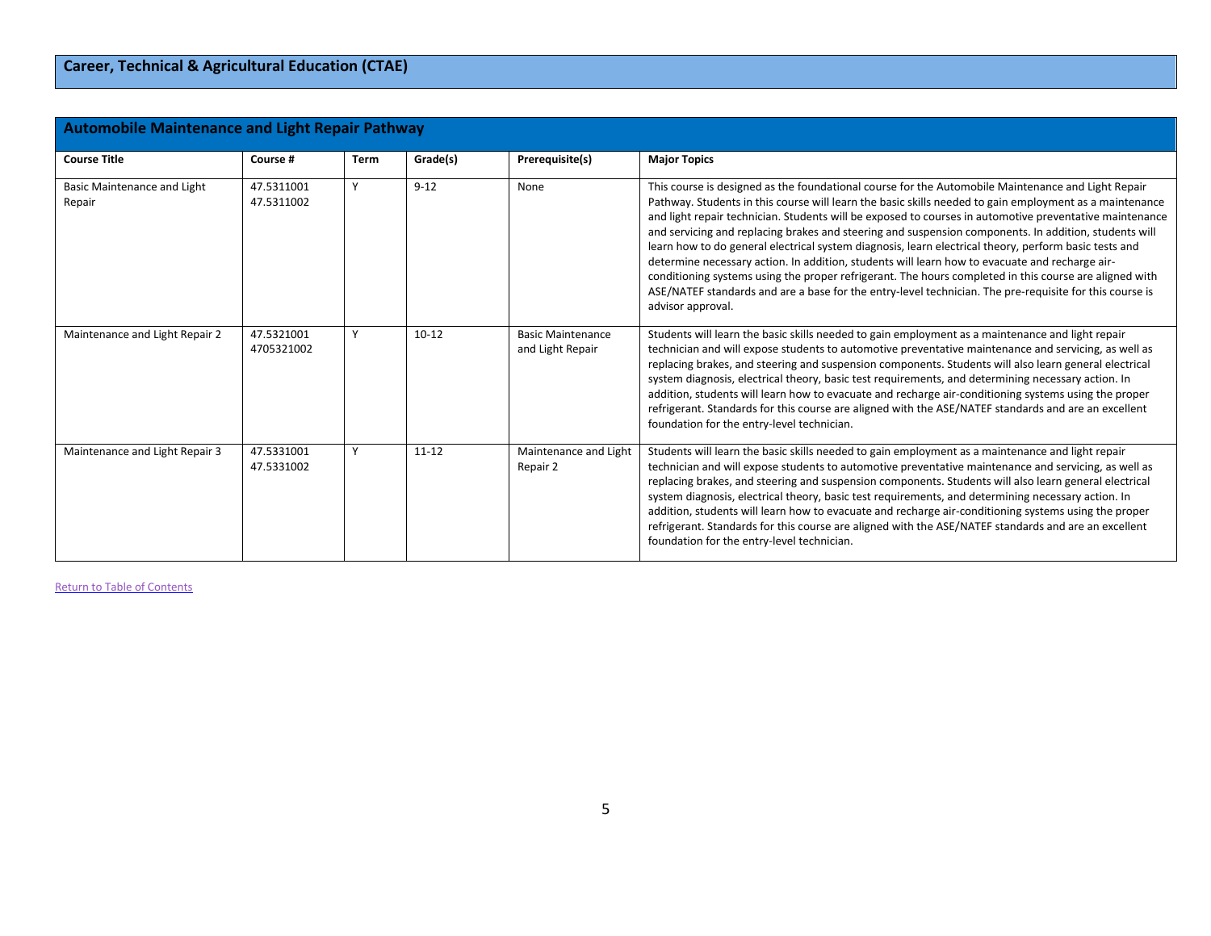## Career, Technical & Agricultural Education (CTAE)

### Automobile Maintenance and Light Repair Pathway

| Course Title | Course # | Term | Grade(s) | Prerequisite(s) | Major Topics |
|---|---|---|---|---|---|
| Basic Maintenance and Light Repair | 47.5311001 47.5311002 | Y | 9-12 | None | This course is designed as the foundational course for the Automobile Maintenance and Light Repair Pathway. Students in this course will learn the basic skills needed to gain employment as a maintenance and light repair technician. Students will be exposed to courses in automotive preventative maintenance and servicing and replacing brakes and steering and suspension components. In addition, students will learn how to do general electrical system diagnosis, learn electrical theory, perform basic tests and determine necessary action. In addition, students will learn how to evacuate and recharge air-conditioning systems using the proper refrigerant. The hours completed in this course are aligned with ASE/NATEF standards and are a base for the entry-level technician. The pre-requisite for this course is advisor approval. |
| Maintenance and Light Repair 2 | 47.5321001 4705321002 | Y | 10-12 | Basic Maintenance and Light Repair | Students will learn the basic skills needed to gain employment as a maintenance and light repair technician and will expose students to automotive preventative maintenance and servicing, as well as replacing brakes, and steering and suspension components. Students will also learn general electrical system diagnosis, electrical theory, basic test requirements, and determining necessary action. In addition, students will learn how to evacuate and recharge air-conditioning systems using the proper refrigerant. Standards for this course are aligned with the ASE/NATEF standards and are an excellent foundation for the entry-level technician. |
| Maintenance and Light Repair 3 | 47.5331001 47.5331002 | Y | 11-12 | Maintenance and Light Repair 2 | Students will learn the basic skills needed to gain employment as a maintenance and light repair technician and will expose students to automotive preventative maintenance and servicing, as well as replacing brakes, and steering and suspension components. Students will also learn general electrical system diagnosis, electrical theory, basic test requirements, and determining necessary action. In addition, students will learn how to evacuate and recharge air-conditioning systems using the proper refrigerant. Standards for this course are aligned with the ASE/NATEF standards and are an excellent foundation for the entry-level technician. |

Return to Table of Contents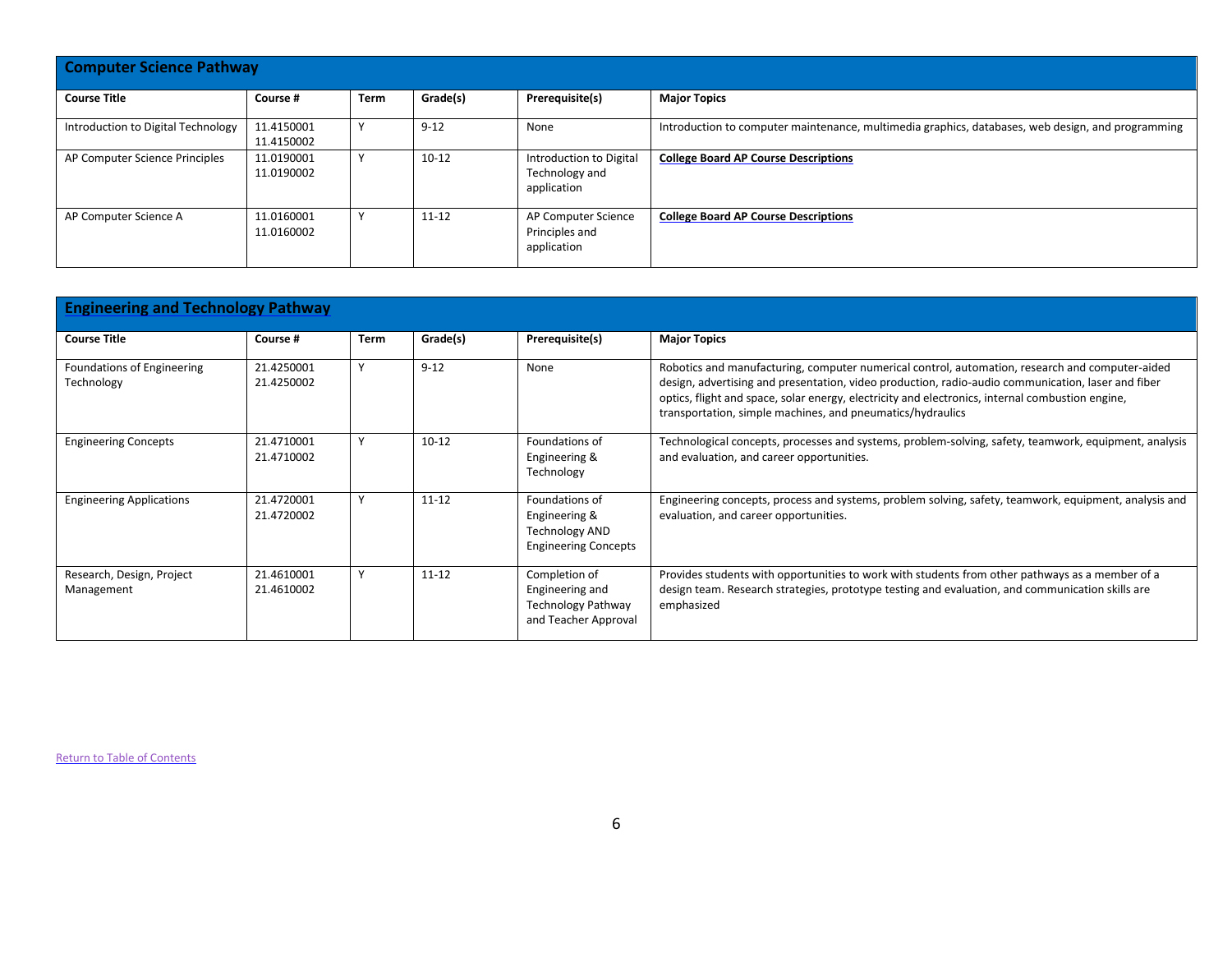## Computer Science Pathway

| Course Title | Course # | Term | Grade(s) | Prerequisite(s) | Major Topics |
|---|---|---|---|---|---|
| Introduction to Digital Technology | 11.4150001<br>11.4150002 | Y | 9-12 | None | Introduction to computer maintenance, multimedia graphics, databases, web design, and programming |
| AP Computer Science Principles | 11.0190001<br>11.0190002 | Y | 10-12 | Introduction to Digital Technology and application | **College Board AP Course Descriptions** |
| AP Computer Science A | 11.0160001<br>11.0160002 | Y | 11-12 | AP Computer Science Principles and application | **College Board AP Course Descriptions** |

## Engineering and Technology Pathway

| Course Title | Course # | Term | Grade(s) | Prerequisite(s) | Major Topics |
|---|---|---|---|---|---|
| Foundations of Engineering Technology | 21.4250001<br>21.4250002 | Y | 9-12 | None | Robotics and manufacturing, computer numerical control, automation, research and computer-aided design, advertising and presentation, video production, radio-audio communication, laser and fiber optics, flight and space, solar energy, electricity and electronics, internal combustion engine, transportation, simple machines, and pneumatics/hydraulics |
| Engineering Concepts | 21.4710001<br>21.4710002 | Y | 10-12 | Foundations of Engineering & Technology | Technological concepts, processes and systems, problem-solving, safety, teamwork, equipment, analysis and evaluation, and career opportunities. |
| Engineering Applications | 21.4720001<br>21.4720002 | Y | 11-12 | Foundations of Engineering & Technology AND Engineering Concepts | Engineering concepts, process and systems, problem solving, safety, teamwork, equipment, analysis and evaluation, and career opportunities. |
| Research, Design, Project Management | 21.4610001<br>21.4610002 | Y | 11-12 | Completion of Engineering and Technology Pathway and Teacher Approval | Provides students with opportunities to work with students from other pathways as a member of a design team. Research strategies, prototype testing and evaluation, and communication skills are emphasized |

Return to Table of Contents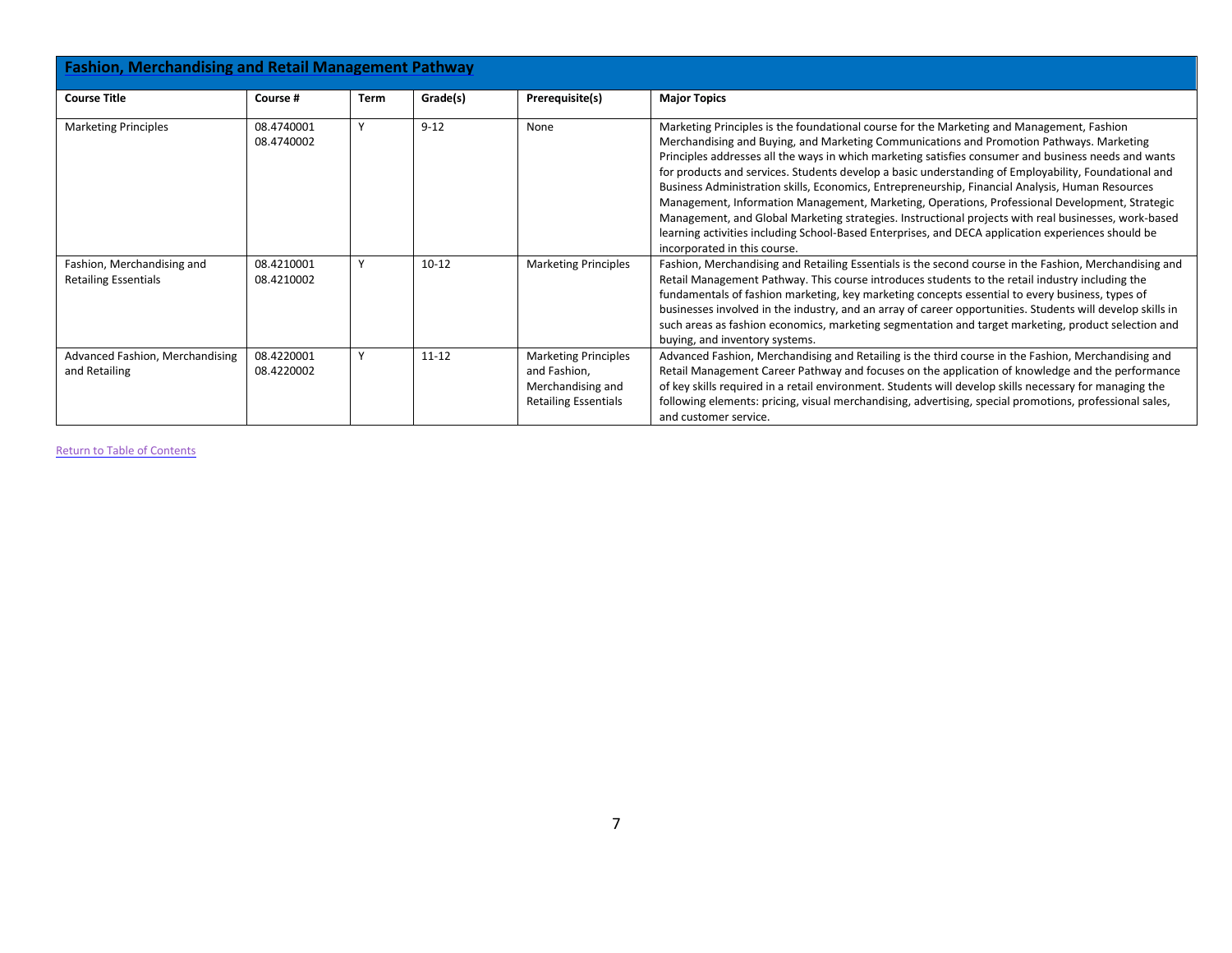## Fashion, Merchandising and Retail Management Pathway

| Course Title | Course # | Term | Grade(s) | Prerequisite(s) | Major Topics |
|---|---|---|---|---|---|
| Marketing Principles | 08.4740001<br>08.4740002 | Y | 9-12 | None | Marketing Principles is the foundational course for the Marketing and Management, Fashion Merchandising and Buying, and Marketing Communications and Promotion Pathways. Marketing Principles addresses all the ways in which marketing satisfies consumer and business needs and wants for products and services. Students develop a basic understanding of Employability, Foundational and Business Administration skills, Economics, Entrepreneurship, Financial Analysis, Human Resources Management, Information Management, Marketing, Operations, Professional Development, Strategic Management, and Global Marketing strategies. Instructional projects with real businesses, work-based learning activities including School-Based Enterprises, and DECA application experiences should be incorporated in this course. |
| Fashion, Merchandising and Retailing Essentials | 08.4210001<br>08.4210002 | Y | 10-12 | Marketing Principles | Fashion, Merchandising and Retailing Essentials is the second course in the Fashion, Merchandising and Retail Management Pathway. This course introduces students to the retail industry including the fundamentals of fashion marketing, key marketing concepts essential to every business, types of businesses involved in the industry, and an array of career opportunities. Students will develop skills in such areas as fashion economics, marketing segmentation and target marketing, product selection and buying, and inventory systems. |
| Advanced Fashion, Merchandising and Retailing | 08.4220001<br>08.4220002 | Y | 11-12 | Marketing Principles and Fashion, Merchandising and Retailing Essentials | Advanced Fashion, Merchandising and Retailing is the third course in the Fashion, Merchandising and Retail Management Career Pathway and focuses on the application of knowledge and the performance of key skills required in a retail environment. Students will develop skills necessary for managing the following elements: pricing, visual merchandising, advertising, special promotions, professional sales, and customer service. |

Return to Table of Contents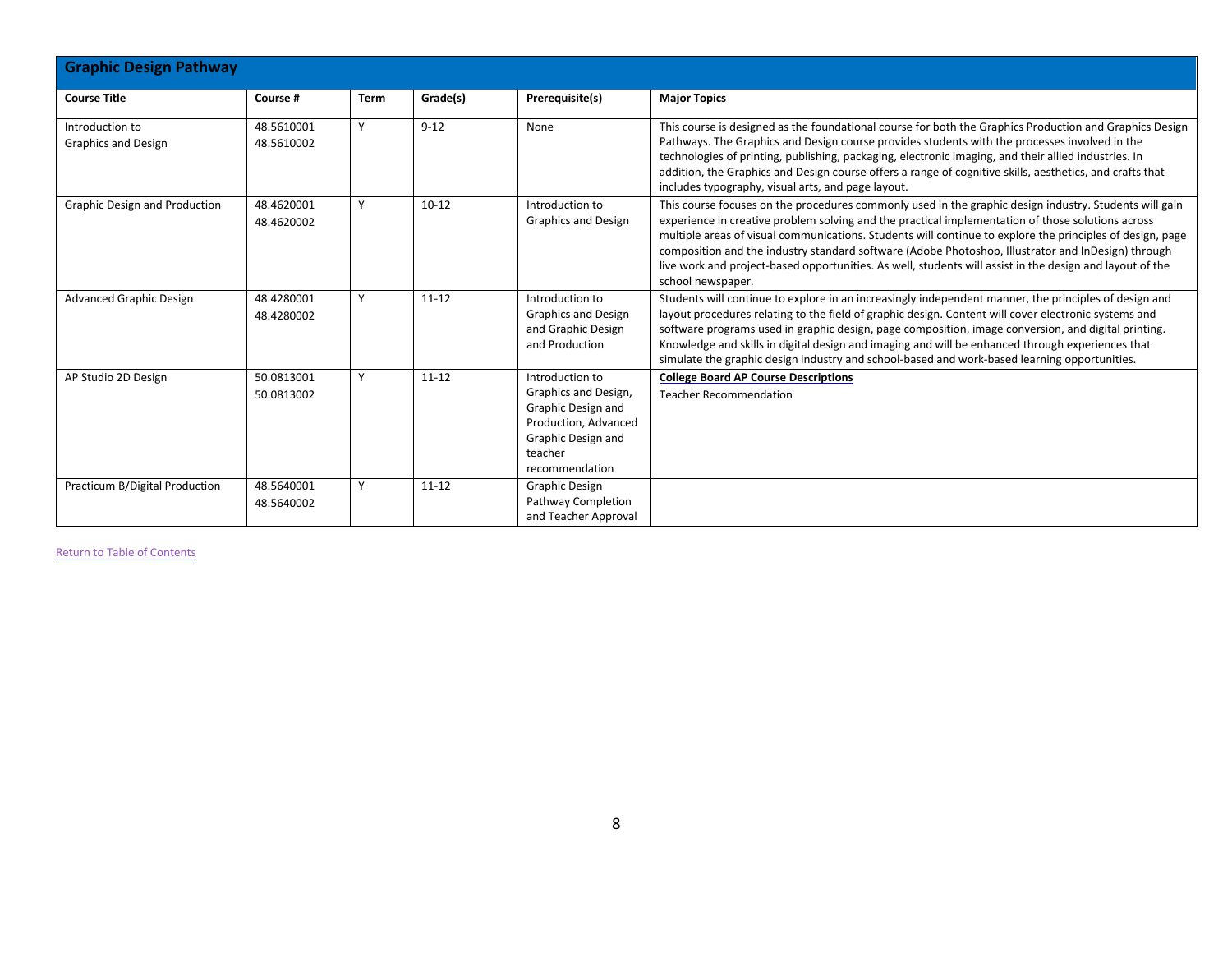## Graphic Design Pathway

| Course Title | Course # | Term | Grade(s) | Prerequisite(s) | Major Topics |
|---|---|---|---|---|---|
| Introduction to Graphics and Design | 48.5610001 48.5610002 | Y | 9-12 | None | This course is designed as the foundational course for both the Graphics Production and Graphics Design Pathways. The Graphics and Design course provides students with the processes involved in the technologies of printing, publishing, packaging, electronic imaging, and their allied industries. In addition, the Graphics and Design course offers a range of cognitive skills, aesthetics, and crafts that includes typography, visual arts, and page layout. |
| Graphic Design and Production | 48.4620001 48.4620002 | Y | 10-12 | Introduction to Graphics and Design | This course focuses on the procedures commonly used in the graphic design industry. Students will gain experience in creative problem solving and the practical implementation of those solutions across multiple areas of visual communications. Students will continue to explore the principles of design, page composition and the industry standard software (Adobe Photoshop, Illustrator and InDesign) through live work and project-based opportunities. As well, students will assist in the design and layout of the school newspaper. |
| Advanced Graphic Design | 48.4280001 48.4280002 | Y | 11-12 | Introduction to Graphics and Design and Graphic Design and Production | Students will continue to explore in an increasingly independent manner, the principles of design and layout procedures relating to the field of graphic design. Content will cover electronic systems and software programs used in graphic design, page composition, image conversion, and digital printing. Knowledge and skills in digital design and imaging and will be enhanced through experiences that simulate the graphic design industry and school-based and work-based learning opportunities. |
| AP Studio 2D Design | 50.0813001 50.0813002 | Y | 11-12 | Introduction to Graphics and Design, Graphic Design and Production, Advanced Graphic Design and teacher recommendation | **College Board AP Course Descriptions** Teacher Recommendation |
| Practicum B/Digital Production | 48.5640001 48.5640002 | Y | 11-12 | Graphic Design Pathway Completion and Teacher Approval | |

Return to Table of Contents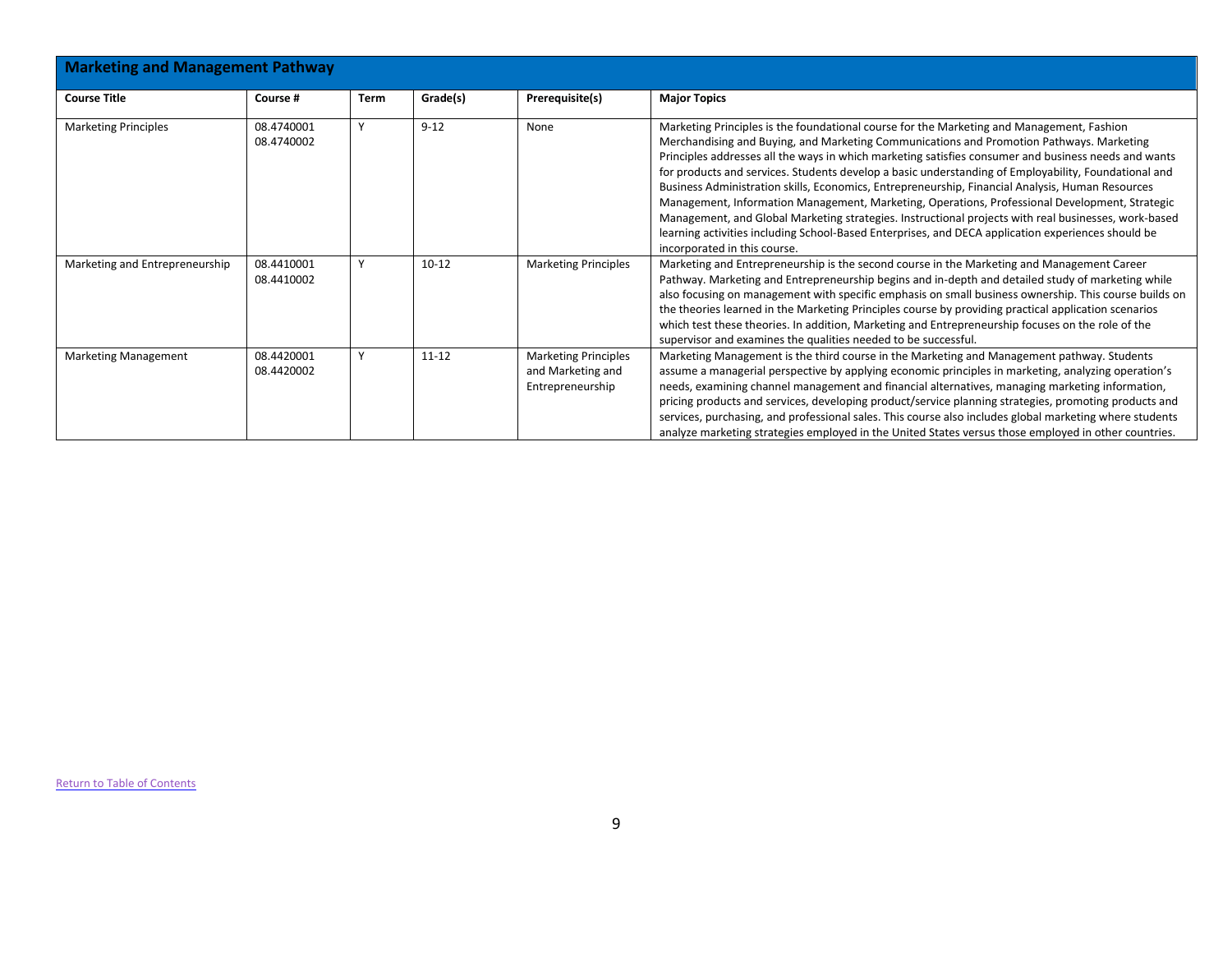## Marketing and Management Pathway

| Course Title | Course # | Term | Grade(s) | Prerequisite(s) | Major Topics |
|---|---|---|---|---|---|
| Marketing Principles | 08.4740001<br>08.4740002 | Y | 9-12 | None | Marketing Principles is the foundational course for the Marketing and Management, Fashion Merchandising and Buying, and Marketing Communications and Promotion Pathways. Marketing Principles addresses all the ways in which marketing satisfies consumer and business needs and wants for products and services. Students develop a basic understanding of Employability, Foundational and Business Administration skills, Economics, Entrepreneurship, Financial Analysis, Human Resources Management, Information Management, Marketing, Operations, Professional Development, Strategic Management, and Global Marketing strategies. Instructional projects with real businesses, work-based learning activities including School-Based Enterprises, and DECA application experiences should be incorporated in this course. |
| Marketing and Entrepreneurship | 08.4410001<br>08.4410002 | Y | 10-12 | Marketing Principles | Marketing and Entrepreneurship is the second course in the Marketing and Management Career Pathway. Marketing and Entrepreneurship begins and in-depth and detailed study of marketing while also focusing on management with specific emphasis on small business ownership. This course builds on the theories learned in the Marketing Principles course by providing practical application scenarios which test these theories. In addition, Marketing and Entrepreneurship focuses on the role of the supervisor and examines the qualities needed to be successful. |
| Marketing Management | 08.4420001<br>08.4420002 | Y | 11-12 | Marketing Principles and Marketing and Entrepreneurship | Marketing Management is the third course in the Marketing and Management pathway. Students assume a managerial perspective by applying economic principles in marketing, analyzing operation's needs, examining channel management and financial alternatives, managing marketing information, pricing products and services, developing product/service planning strategies, promoting products and services, purchasing, and professional sales. This course also includes global marketing where students analyze marketing strategies employed in the United States versus those employed in other countries. |

Return to Table of Contents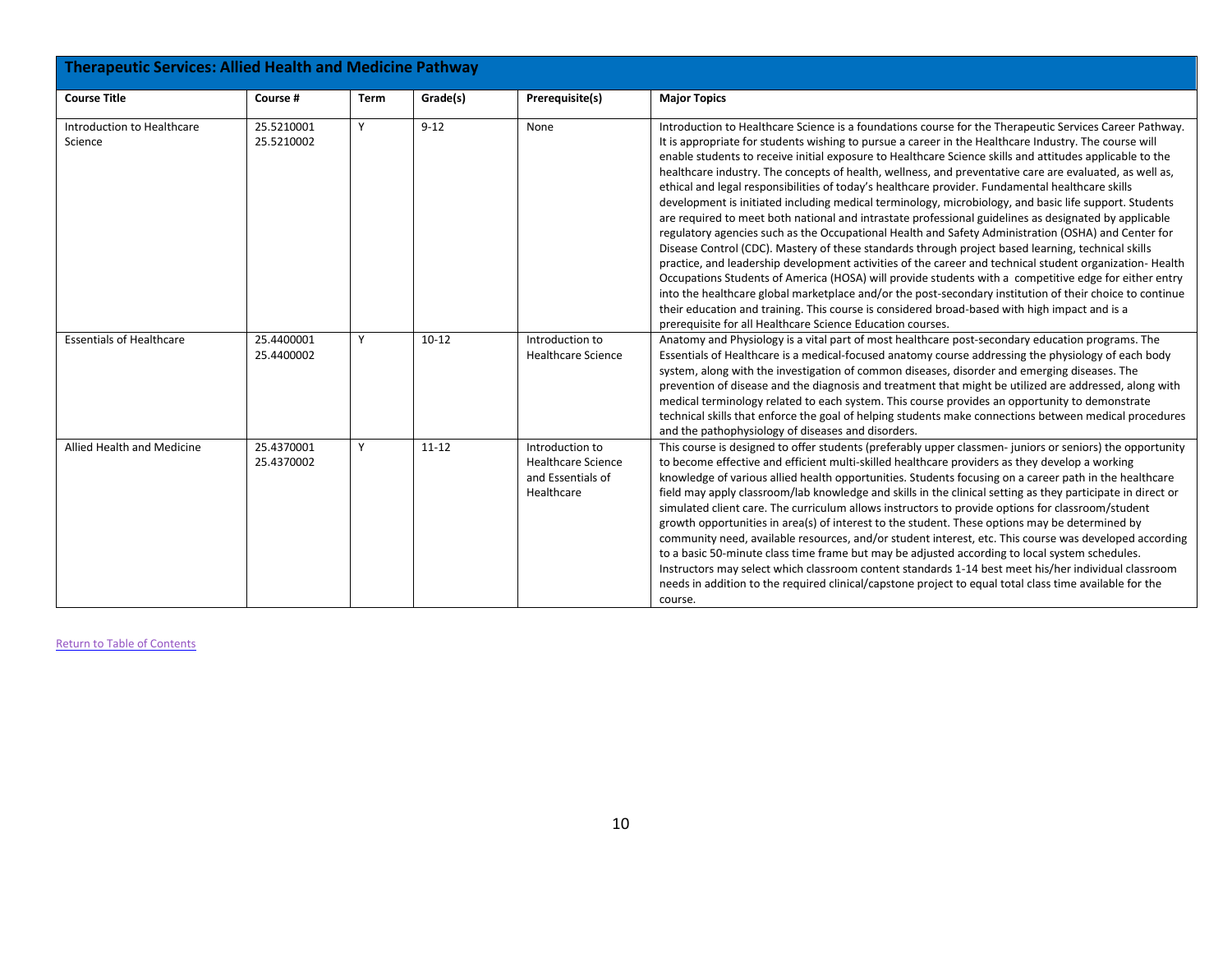## Therapeutic Services: Allied Health and Medicine Pathway

| Course Title | Course # | Term | Grade(s) | Prerequisite(s) | Major Topics |
|---|---|---|---|---|---|
| Introduction to Healthcare Science | 25.5210001<br>25.5210002 | Y | 9-12 | None | Introduction to Healthcare Science is a foundations course for the Therapeutic Services Career Pathway. It is appropriate for students wishing to pursue a career in the Healthcare Industry. The course will enable students to receive initial exposure to Healthcare Science skills and attitudes applicable to the healthcare industry. The concepts of health, wellness, and preventative care are evaluated, as well as, ethical and legal responsibilities of today's healthcare provider. Fundamental healthcare skills development is initiated including medical terminology, microbiology, and basic life support. Students are required to meet both national and intrastate professional guidelines as designated by applicable regulatory agencies such as the Occupational Health and Safety Administration (OSHA) and Center for Disease Control (CDC). Mastery of these standards through project based learning, technical skills practice, and leadership development activities of the career and technical student organization- Health Occupations Students of America (HOSA) will provide students with a competitive edge for either entry into the healthcare global marketplace and/or the post-secondary institution of their choice to continue their education and training. This course is considered broad-based with high impact and is a prerequisite for all Healthcare Science Education courses. |
| Essentials of Healthcare | 25.4400001<br>25.4400002 | Y | 10-12 | Introduction to Healthcare Science | Anatomy and Physiology is a vital part of most healthcare post-secondary education programs. The Essentials of Healthcare is a medical-focused anatomy course addressing the physiology of each body system, along with the investigation of common diseases, disorder and emerging diseases. The prevention of disease and the diagnosis and treatment that might be utilized are addressed, along with medical terminology related to each system. This course provides an opportunity to demonstrate technical skills that enforce the goal of helping students make connections between medical procedures and the pathophysiology of diseases and disorders. |
| Allied Health and Medicine | 25.4370001<br>25.4370002 | Y | 11-12 | Introduction to Healthcare Science and Essentials of Healthcare | This course is designed to offer students (preferably upper classmen- juniors or seniors) the opportunity to become effective and efficient multi-skilled healthcare providers as they develop a working knowledge of various allied health opportunities. Students focusing on a career path in the healthcare field may apply classroom/lab knowledge and skills in the clinical setting as they participate in direct or simulated client care. The curriculum allows instructors to provide options for classroom/student growth opportunities in area(s) of interest to the student. These options may be determined by community need, available resources, and/or student interest, etc. This course was developed according to a basic 50-minute class time frame but may be adjusted according to local system schedules. Instructors may select which classroom content standards 1-14 best meet his/her individual classroom needs in addition to the required clinical/capstone project to equal total class time available for the course. |

Return to Table of Contents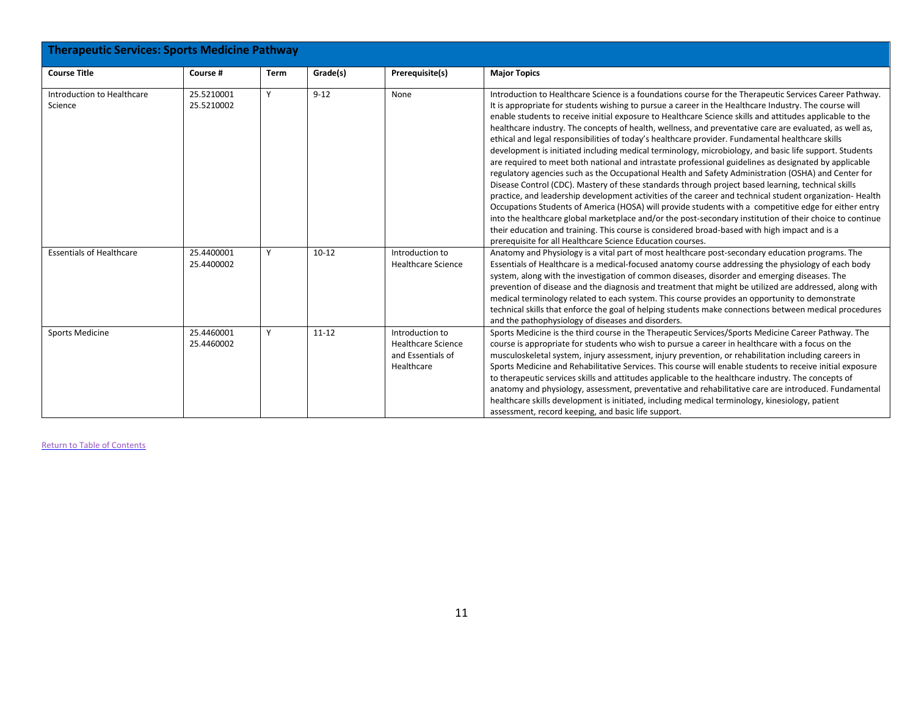## Therapeutic Services: Sports Medicine Pathway

| Course Title | Course # | Term | Grade(s) | Prerequisite(s) | Major Topics |
|---|---|---|---|---|---|
| Introduction to Healthcare Science | 25.5210001<br>25.5210002 | Y | 9-12 | None | Introduction to Healthcare Science is a foundations course for the Therapeutic Services Career Pathway. It is appropriate for students wishing to pursue a career in the Healthcare Industry. The course will enable students to receive initial exposure to Healthcare Science skills and attitudes applicable to the healthcare industry. The concepts of health, wellness, and preventative care are evaluated, as well as, ethical and legal responsibilities of today's healthcare provider. Fundamental healthcare skills development is initiated including medical terminology, microbiology, and basic life support. Students are required to meet both national and intrastate professional guidelines as designated by applicable regulatory agencies such as the Occupational Health and Safety Administration (OSHA) and Center for Disease Control (CDC). Mastery of these standards through project based learning, technical skills practice, and leadership development activities of the career and technical student organization- Health Occupations Students of America (HOSA) will provide students with a competitive edge for either entry into the healthcare global marketplace and/or the post-secondary institution of their choice to continue their education and training. This course is considered broad-based with high impact and is a prerequisite for all Healthcare Science Education courses. |
| Essentials of Healthcare | 25.4400001<br>25.4400002 | Y | 10-12 | Introduction to Healthcare Science | Anatomy and Physiology is a vital part of most healthcare post-secondary education programs. The Essentials of Healthcare is a medical-focused anatomy course addressing the physiology of each body system, along with the investigation of common diseases, disorder and emerging diseases. The prevention of disease and the diagnosis and treatment that might be utilized are addressed, along with medical terminology related to each system. This course provides an opportunity to demonstrate technical skills that enforce the goal of helping students make connections between medical procedures and the pathophysiology of diseases and disorders. |
| Sports Medicine | 25.4460001<br>25.4460002 | Y | 11-12 | Introduction to Healthcare Science and Essentials of Healthcare | Sports Medicine is the third course in the Therapeutic Services/Sports Medicine Career Pathway. The course is appropriate for students who wish to pursue a career in healthcare with a focus on the musculoskeletal system, injury assessment, injury prevention, or rehabilitation including careers in Sports Medicine and Rehabilitative Services. This course will enable students to receive initial exposure to therapeutic services skills and attitudes applicable to the healthcare industry. The concepts of anatomy and physiology, assessment, preventative and rehabilitative care are introduced. Fundamental healthcare skills development is initiated, including medical terminology, kinesiology, patient assessment, record keeping, and basic life support. |

Return to Table of Contents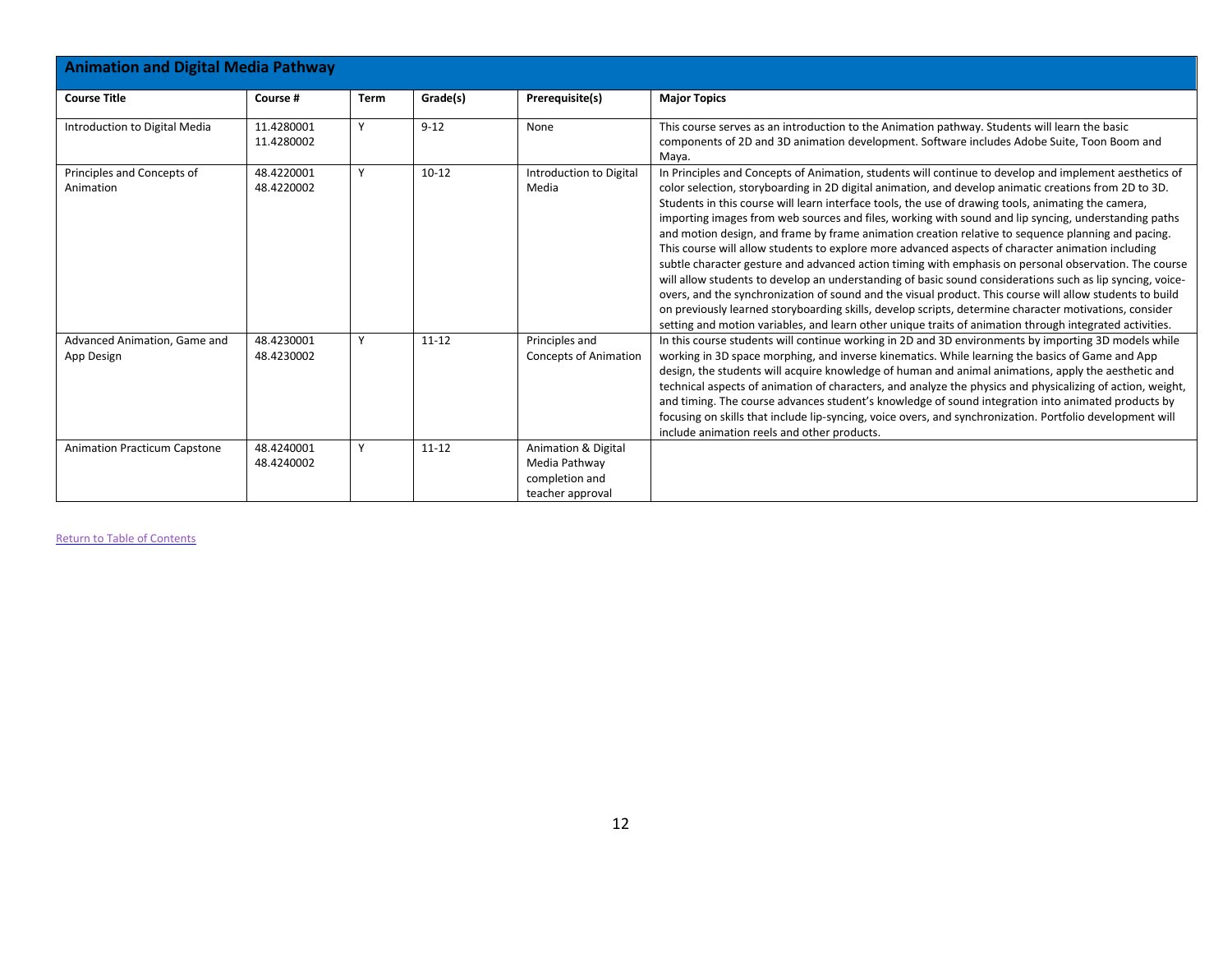## Animation and Digital Media Pathway

| Course Title | Course # | Term | Grade(s) | Prerequisite(s) | Major Topics |
|---|---|---|---|---|---|
| Introduction to Digital Media | 11.4280001 11.4280002 | Y | 9-12 | None | This course serves as an introduction to the Animation pathway. Students will learn the basic components of 2D and 3D animation development. Software includes Adobe Suite, Toon Boom and Maya. |
| Principles and Concepts of Animation | 48.4220001 48.4220002 | Y | 10-12 | Introduction to Digital Media | In Principles and Concepts of Animation, students will continue to develop and implement aesthetics of color selection, storyboarding in 2D digital animation, and develop animatic creations from 2D to 3D. Students in this course will learn interface tools, the use of drawing tools, animating the camera, importing images from web sources and files, working with sound and lip syncing, understanding paths and motion design, and frame by frame animation creation relative to sequence planning and pacing. This course will allow students to explore more advanced aspects of character animation including subtle character gesture and advanced action timing with emphasis on personal observation. The course will allow students to develop an understanding of basic sound considerations such as lip syncing, voice-overs, and the synchronization of sound and the visual product. This course will allow students to build on previously learned storyboarding skills, develop scripts, determine character motivations, consider setting and motion variables, and learn other unique traits of animation through integrated activities. |
| Advanced Animation, Game and App Design | 48.4230001 48.4230002 | Y | 11-12 | Principles and Concepts of Animation | In this course students will continue working in 2D and 3D environments by importing 3D models while working in 3D space morphing, and inverse kinematics. While learning the basics of Game and App design, the students will acquire knowledge of human and animal animations, apply the aesthetic and technical aspects of animation of characters, and analyze the physics and physicalizing of action, weight, and timing. The course advances student's knowledge of sound integration into animated products by focusing on skills that include lip-syncing, voice overs, and synchronization. Portfolio development will include animation reels and other products. |
| Animation Practicum Capstone | 48.4240001 48.4240002 | Y | 11-12 | Animation & Digital Media Pathway completion and teacher approval | |

Return to Table of Contents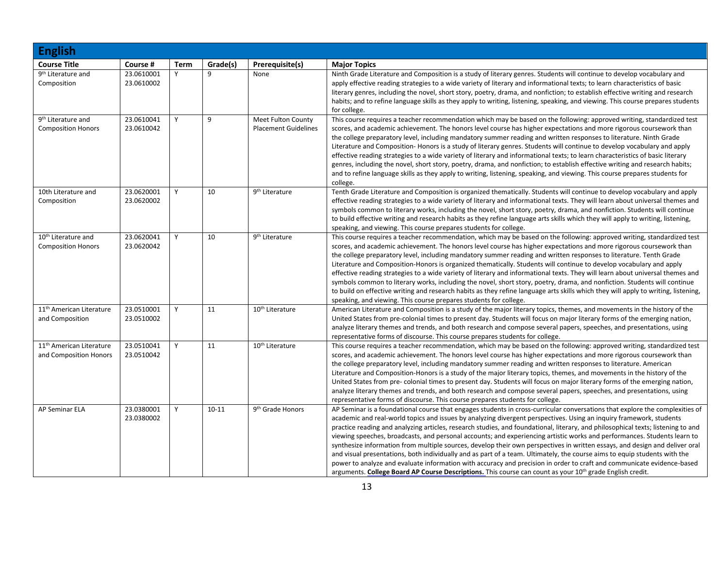## English

| Course Title | Course # | Term | Grade(s) | Prerequisite(s) | Major Topics |
|---|---|---|---|---|---|
| 9th Literature and Composition | 23.0610001 23.0610002 | Y | 9 | None | Ninth Grade Literature and Composition is a study of literary genres. Students will continue to develop vocabulary and apply effective reading strategies to a wide variety of literary and informational texts; to learn characteristics of basic literary genres, including the novel, short story, poetry, drama, and nonfiction; to establish effective writing and research habits; and to refine language skills as they apply to writing, listening, speaking, and viewing. This course prepares students for college. |
| 9th Literature and Composition Honors | 23.0610041 23.0610042 | Y | 9 | Meet Fulton County Placement Guidelines | This course requires a teacher recommendation which may be based on the following: approved writing, standardized test scores, and academic achievement. The honors level course has higher expectations and more rigorous coursework than the college preparatory level, including mandatory summer reading and written responses to literature. Ninth Grade Literature and Composition- Honors is a study of literary genres. Students will continue to develop vocabulary and apply effective reading strategies to a wide variety of literary and informational texts; to learn characteristics of basic literary genres, including the novel, short story, poetry, drama, and nonfiction; to establish effective writing and research habits; and to refine language skills as they apply to writing, listening, speaking, and viewing. This course prepares students for college. |
| 10th Literature and Composition | 23.0620001 23.0620002 | Y | 10 | 9th Literature | Tenth Grade Literature and Composition is organized thematically. Students will continue to develop vocabulary and apply effective reading strategies to a wide variety of literary and informational texts. They will learn about universal themes and symbols common to literary works, including the novel, short story, poetry, drama, and nonfiction. Students will continue to build effective writing and research habits as they refine language arts skills which they will apply to writing, listening, speaking, and viewing. This course prepares students for college. |
| 10th Literature and Composition Honors | 23.0620041 23.0620042 | Y | 10 | 9th Literature | This course requires a teacher recommendation, which may be based on the following: approved writing, standardized test scores, and academic achievement. The honors level course has higher expectations and more rigorous coursework than the college preparatory level, including mandatory summer reading and written responses to literature. Tenth Grade Literature and Composition-Honors is organized thematically. Students will continue to develop vocabulary and apply effective reading strategies to a wide variety of literary and informational texts. They will learn about universal themes and symbols common to literary works, including the novel, short story, poetry, drama, and nonfiction. Students will continue to build on effective writing and research habits as they refine language arts skills which they will apply to writing, listening, speaking, and viewing. This course prepares students for college. |
| 11th American Literature and Composition | 23.0510001 23.0510002 | Y | 11 | 10th Literature | American Literature and Composition is a study of the major literary topics, themes, and movements in the history of the United States from pre-colonial times to present day. Students will focus on major literary forms of the emerging nation, analyze literary themes and trends, and both research and compose several papers, speeches, and presentations, using representative forms of discourse. This course prepares students for college. |
| 11th American Literature and Composition Honors | 23.0510041 23.0510042 | Y | 11 | 10th Literature | This course requires a teacher recommendation, which may be based on the following: approved writing, standardized test scores, and academic achievement. The honors level course has higher expectations and more rigorous coursework than the college preparatory level, including mandatory summer reading and written responses to literature. American Literature and Composition-Honors is a study of the major literary topics, themes, and movements in the history of the United States from pre- colonial times to present day. Students will focus on major literary forms of the emerging nation, analyze literary themes and trends, and both research and compose several papers, speeches, and presentations, using representative forms of discourse. This course prepares students for college. |
| AP Seminar ELA | 23.0380001 23.0380002 | Y | 10-11 | 9th Grade Honors | AP Seminar is a foundational course that engages students in cross-curricular conversations that explore the complexities of academic and real-world topics and issues by analyzing divergent perspectives. Using an inquiry framework, students practice reading and analyzing articles, research studies, and foundational, literary, and philosophical texts; listening to and viewing speeches, broadcasts, and personal accounts; and experiencing artistic works and performances. Students learn to synthesize information from multiple sources, develop their own perspectives in written essays, and design and deliver oral and visual presentations, both individually and as part of a team. Ultimately, the course aims to equip students with the power to analyze and evaluate information with accuracy and precision in order to craft and communicate evidence-based arguments. **College Board AP Course Descriptions.** This course can count as your 10th grade English credit. |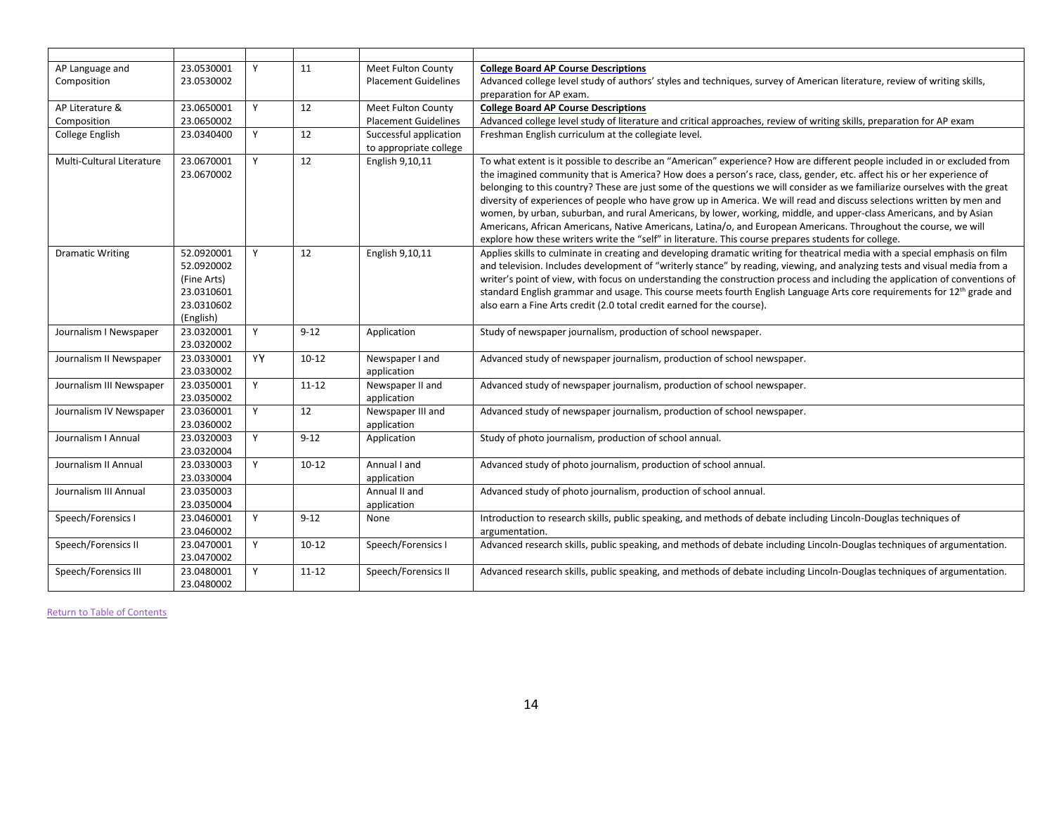| | | | | | |
|---|---|---|---|---|---|
| AP Language and Composition | 23.0530001 23.0530002 | Y | 11 | Meet Fulton County Placement Guidelines | **College Board AP Course Descriptions** Advanced college level study of authors' styles and techniques, survey of American literature, review of writing skills, preparation for AP exam. |
| AP Literature & Composition | 23.0650001 23.0650002 | Y | 12 | Meet Fulton County Placement Guidelines | **College Board AP Course Descriptions** Advanced college level study of literature and critical approaches, review of writing skills, preparation for AP exam |
| College English | 23.0340400 | Y | 12 | Successful application to appropriate college | Freshman English curriculum at the collegiate level. |
| Multi-Cultural Literature | 23.0670001 23.0670002 | Y | 12 | English 9,10,11 | To what extent is it possible to describe an "American" experience? How are different people included in or excluded from the imagined community that is America? How does a person's race, class, gender, etc. affect his or her experience of belonging to this country? These are just some of the questions we will consider as we familiarize ourselves with the great diversity of experiences of people who have grow up in America. We will read and discuss selections written by men and women, by urban, suburban, and rural Americans, by lower, working, middle, and upper-class Americans, and by Asian Americans, African Americans, Native Americans, Latina/o, and European Americans. Throughout the course, we will explore how these writers write the "self" in literature. This course prepares students for college. |
| Dramatic Writing | 52.0920001 52.0920002 (Fine Arts) 23.0310601 23.0310602 (English) | Y | 12 | English 9,10,11 | Applies skills to culminate in creating and developing dramatic writing for theatrical media with a special emphasis on film and television. Includes development of "writerly stance" by reading, viewing, and analyzing tests and visual media from a writer's point of view, with focus on understanding the construction process and including the application of conventions of standard English grammar and usage. This course meets fourth English Language Arts core requirements for 12th grade and also earn a Fine Arts credit (2.0 total credit earned for the course). |
| Journalism I Newspaper | 23.0320001 23.0320002 | Y | 9-12 | Application | Study of newspaper journalism, production of school newspaper. |
| Journalism II Newspaper | 23.0330001 23.0330002 | YY | 10-12 | Newspaper I and application | Advanced study of newspaper journalism, production of school newspaper. |
| Journalism III Newspaper | 23.0350001 23.0350002 | Y | 11-12 | Newspaper II and application | Advanced study of newspaper journalism, production of school newspaper. |
| Journalism IV Newspaper | 23.0360001 23.0360002 | Y | 12 | Newspaper III and application | Advanced study of newspaper journalism, production of school newspaper. |
| Journalism I Annual | 23.0320003 23.0320004 | Y | 9-12 | Application | Study of photo journalism, production of school annual. |
| Journalism II Annual | 23.0330003 23.0330004 | Y | 10-12 | Annual I and application | Advanced study of photo journalism, production of school annual. |
| Journalism III Annual | 23.0350003 23.0350004 | | | Annual II and application | Advanced study of photo journalism, production of school annual. |
| Speech/Forensics I | 23.0460001 23.0460002 | Y | 9-12 | None | Introduction to research skills, public speaking, and methods of debate including Lincoln-Douglas techniques of argumentation. |
| Speech/Forensics II | 23.0470001 23.0470002 | Y | 10-12 | Speech/Forensics I | Advanced research skills, public speaking, and methods of debate including Lincoln-Douglas techniques of argumentation. |
| Speech/Forensics III | 23.0480001 23.0480002 | Y | 11-12 | Speech/Forensics II | Advanced research skills, public speaking, and methods of debate including Lincoln-Douglas techniques of argumentation. |

Return to Table of Contents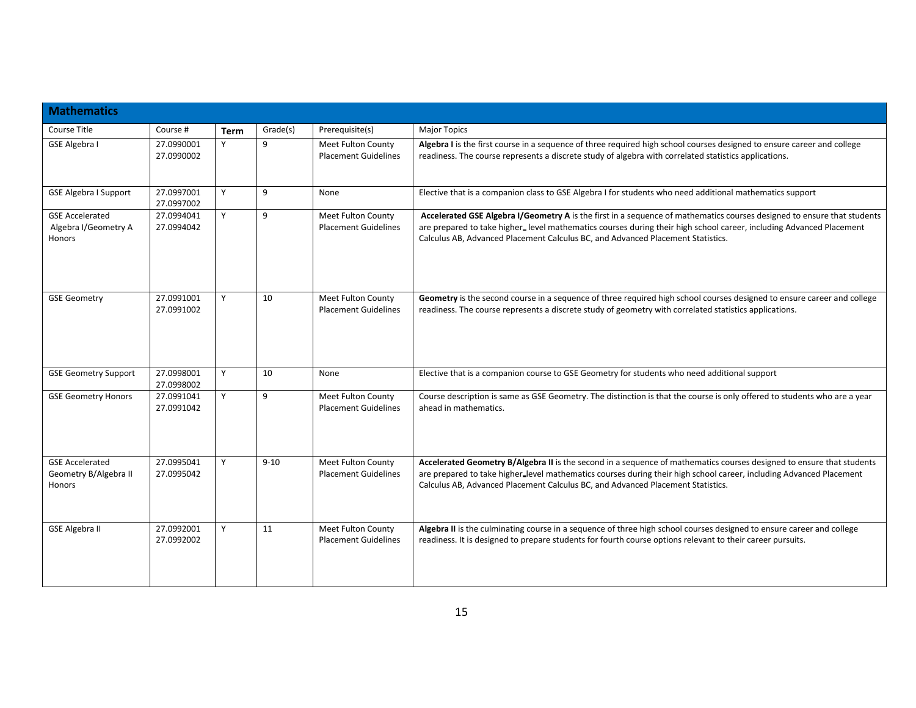## Mathematics

| Course Title | Course # | Term | Grade(s) | Prerequisite(s) | Major Topics |
|---|---|---|---|---|---|
| GSE Algebra I | 27.0990001<br>27.0990002 | Y | 9 | Meet Fulton County Placement Guidelines | **Algebra I** is the first course in a sequence of three required high school courses designed to ensure career and college readiness. The course represents a discrete study of algebra with correlated statistics applications. |
| GSE Algebra I Support | 27.0997001<br>27.0997002 | Y | 9 | None | Elective that is a companion class to GSE Algebra I for students who need additional mathematics support |
| GSE Accelerated Algebra I/Geometry A Honors | 27.0994041<br>27.0994042 | Y | 9 | Meet Fulton County Placement Guidelines | **Accelerated GSE Algebra I/Geometry A** is the first in a sequence of mathematics courses designed to ensure that students are prepared to take higher level mathematics courses during their high school career, including Advanced Placement Calculus AB, Advanced Placement Calculus BC, and Advanced Placement Statistics. |
| GSE Geometry | 27.0991001<br>27.0991002 | Y | 10 | Meet Fulton County Placement Guidelines | **Geometry** is the second course in a sequence of three required high school courses designed to ensure career and college readiness. The course represents a discrete study of geometry with correlated statistics applications. |
| GSE Geometry Support | 27.0998001<br>27.0998002 | Y | 10 | None | Elective that is a companion course to GSE Geometry for students who need additional support |
| GSE Geometry Honors | 27.0991041<br>27.0991042 | Y | 9 | Meet Fulton County Placement Guidelines | Course description is same as GSE Geometry. The distinction is that the course is only offered to students who are a year ahead in mathematics. |
| GSE Accelerated Geometry B/Algebra II Honors | 27.0995041<br>27.0995042 | Y | 9-10 | Meet Fulton County Placement Guidelines | **Accelerated Geometry B/Algebra II** is the second in a sequence of mathematics courses designed to ensure that students are prepared to take higher level mathematics courses during their high school career, including Advanced Placement Calculus AB, Advanced Placement Calculus BC, and Advanced Placement Statistics. |
| GSE Algebra II | 27.0992001<br>27.0992002 | Y | 11 | Meet Fulton County Placement Guidelines | **Algebra II** is the culminating course in a sequence of three high school courses designed to ensure career and college readiness. It is designed to prepare students for fourth course options relevant to their career pursuits. |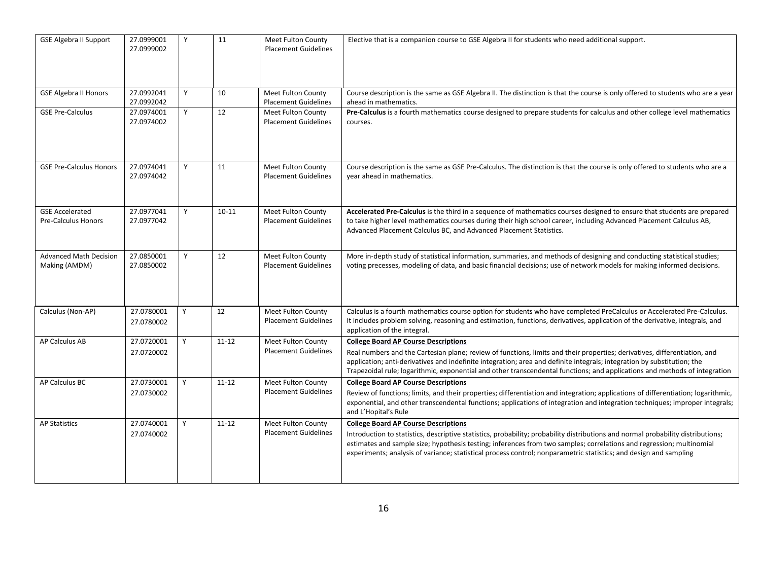| | | | | | |
|---|---|---|---|---|---|
| GSE Algebra II Support | 27.0999001 27.0999002 | Y | 11 | Meet Fulton County Placement Guidelines | Elective that is a companion course to GSE Algebra II for students who need additional support. |
| GSE Algebra II Honors | 27.0992041 27.0992042 | Y | 10 | Meet Fulton County Placement Guidelines | Course description is the same as GSE Algebra II. The distinction is that the course is only offered to students who are a year ahead in mathematics. |
| GSE Pre-Calculus | 27.0974001 27.0974002 | Y | 12 | Meet Fulton County Placement Guidelines | **Pre-Calculus** is a fourth mathematics course designed to prepare students for calculus and other college level mathematics courses. |
| GSE Pre-Calculus Honors | 27.0974041 27.0974042 | Y | 11 | Meet Fulton County Placement Guidelines | Course description is the same as GSE Pre-Calculus. The distinction is that the course is only offered to students who are a year ahead in mathematics. |
| GSE Accelerated Pre-Calculus Honors | 27.0977041 27.0977042 | Y | 10-11 | Meet Fulton County Placement Guidelines | **Accelerated Pre-Calculus** is the third in a sequence of mathematics courses designed to ensure that students are prepared to take higher level mathematics courses during their high school career, including Advanced Placement Calculus AB, Advanced Placement Calculus BC, and Advanced Placement Statistics. |
| Advanced Math Decision Making (AMDM) | 27.0850001 27.0850002 | Y | 12 | Meet Fulton County Placement Guidelines | More in-depth study of statistical information, summaries, and methods of designing and conducting statistical studies; voting precesses, modeling of data, and basic financial decisions; use of network models for making informed decisions. |
| Calculus (Non-AP) | 27.0780001 27.0780002 | Y | 12 | Meet Fulton County Placement Guidelines | Calculus is a fourth mathematics course option for students who have completed PreCalculus or Accelerated Pre-Calculus. It includes problem solving, reasoning and estimation, functions, derivatives, application of the derivative, integrals, and application of the integral. |
| AP Calculus AB | 27.0720001 27.0720002 | Y | 11-12 | Meet Fulton County Placement Guidelines | **College Board AP Course Descriptions** Real numbers and the Cartesian plane; review of functions, limits and their properties; derivatives, differentiation, and application; anti-derivatives and indefinite integration; area and definite integrals; integration by substitution; the Trapezoidal rule; logarithmic, exponential and other transcendental functions; and applications and methods of integration |
| AP Calculus BC | 27.0730001 27.0730002 | Y | 11-12 | Meet Fulton County Placement Guidelines | **College Board AP Course Descriptions** Review of functions; limits, and their properties; differentiation and integration; applications of differentiation; logarithmic, exponential, and other transcendental functions; applications of integration and integration techniques; improper integrals; and L'Hopital's Rule |
| AP Statistics | 27.0740001 27.0740002 | Y | 11-12 | Meet Fulton County Placement Guidelines | **College Board AP Course Descriptions** Introduction to statistics, descriptive statistics, probability; probability distributions and normal probability distributions; estimates and sample size; hypothesis testing; inferences from two samples; correlations and regression; multinomial experiments; analysis of variance; statistical process control; nonparametric statistics; and design and sampling |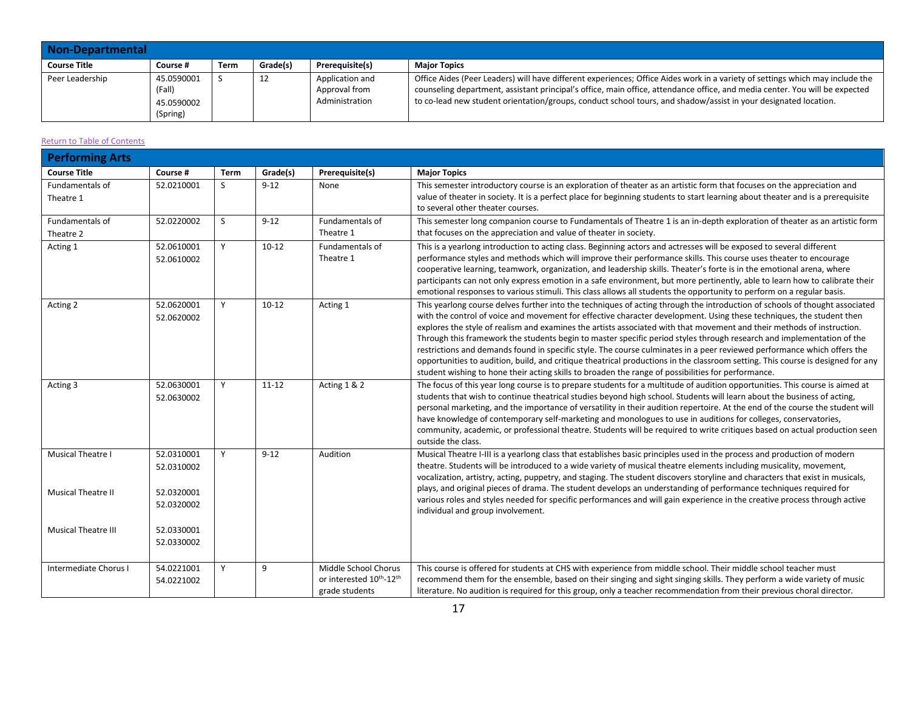## Non-Departmental

| Course Title | Course # | Term | Grade(s) | Prerequisite(s) | Major Topics |
|---|---|---|---|---|---|
| Peer Leadership | 45.0590001 (Fall) 45.0590002 (Spring) | S | 12 | Application and Approval from Administration | Office Aides (Peer Leaders) will have different experiences; Office Aides work in a variety of settings which may include the counseling department, assistant principal's office, main office, attendance office, and media center. You will be expected to co-lead new student orientation/groups, conduct school tours, and shadow/assist in your designated location. |

[Return to Table of Contents]

## Performing Arts

| Course Title | Course # | Term | Grade(s) | Prerequisite(s) | Major Topics |
|---|---|---|---|---|---|
| Fundamentals of Theatre 1 | 52.0210001 | S | 9-12 | None | This semester introductory course is an exploration of theater as an artistic form that focuses on the appreciation and value of theater in society. It is a perfect place for beginning students to start learning about theater and is a prerequisite to several other theater courses. |
| Fundamentals of Theatre 2 | 52.0220002 | S | 9-12 | Fundamentals of Theatre 1 | This semester long companion course to Fundamentals of Theatre 1 is an in-depth exploration of theater as an artistic form that focuses on the appreciation and value of theater in society. |
| Acting 1 | 52.0610001 52.0610002 | Y | 10-12 | Fundamentals of Theatre 1 | This is a yearlong introduction to acting class. Beginning actors and actresses will be exposed to several different performance styles and methods which will improve their performance skills. This course uses theater to encourage cooperative learning, teamwork, organization, and leadership skills. Theater's forte is in the emotional arena, where participants can not only express emotion in a safe environment, but more pertinently, able to learn how to calibrate their emotional responses to various stimuli. This class allows all students the opportunity to perform on a regular basis. |
| Acting 2 | 52.0620001 52.0620002 | Y | 10-12 | Acting 1 | This yearlong course delves further into the techniques of acting through the introduction of schools of thought associated with the control of voice and movement for effective character development. Using these techniques, the student then explores the style of realism and examines the artists associated with that movement and their methods of instruction. Through this framework the students begin to master specific period styles through research and implementation of the restrictions and demands found in specific style. The course culminates in a peer reviewed performance which offers the opportunities to audition, build, and critique theatrical productions in the classroom setting. This course is designed for any student wishing to hone their acting skills to broaden the range of possibilities for performance. |
| Acting 3 | 52.0630001 52.0630002 | Y | 11-12 | Acting 1 & 2 | The focus of this year long course is to prepare students for a multitude of audition opportunities. This course is aimed at students that wish to continue theatrical studies beyond high school. Students will learn about the business of acting, personal marketing, and the importance of versatility in their audition repertoire. At the end of the course the student will have knowledge of contemporary self-marketing and monologues to use in auditions for colleges, conservatories, community, academic, or professional theatre. Students will be required to write critiques based on actual production seen outside the class. |
| Musical Theatre I<br><br>Musical Theatre II<br><br>Musical Theatre III | 52.0310001 52.0310002<br><br>52.0320001 52.0320002<br><br>52.0330001 52.0330002 | Y | 9-12 | Audition | Musical Theatre I-III is a yearlong class that establishes basic principles used in the process and production of modern theatre. Students will be introduced to a wide variety of musical theatre elements including musicality, movement, vocalization, artistry, acting, puppetry, and staging. The student discovers storyline and characters that exist in musicals, plays, and original pieces of drama. The student develops an understanding of performance techniques required for various roles and styles needed for specific performances and will gain experience in the creative process through active individual and group involvement. |
| Intermediate Chorus I | 54.0221001 54.0221002 | Y | 9 | Middle School Chorus or interested 10th-12th grade students | This course is offered for students at CHS with experience from middle school. Their middle school teacher must recommend them for the ensemble, based on their singing and sight singing skills. They perform a wide variety of music literature. No audition is required for this group, only a teacher recommendation from their previous choral director. |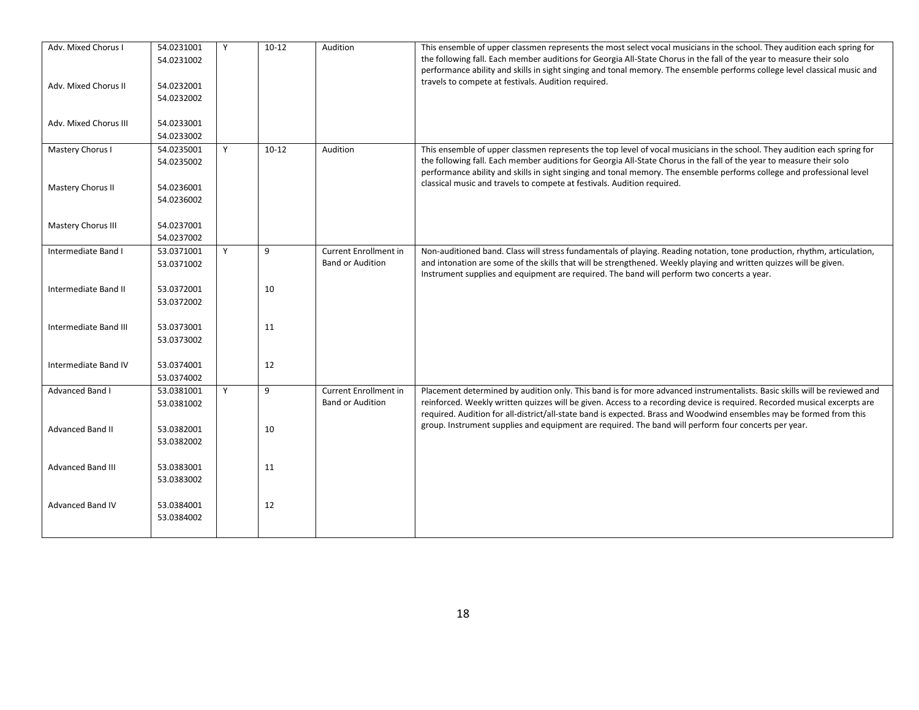| | | | | | |
|---|---|---|---|---|---|
| Adv. Mixed Chorus I<br><br>Adv. Mixed Chorus II<br><br>Adv. Mixed Chorus III | 54.0231001<br>54.0231002<br><br>54.0232001<br>54.0232002<br><br>54.0233001<br>54.0233002 | Y | 10-12 | Audition | This ensemble of upper classmen represents the most select vocal musicians in the school. They audition each spring for the following fall. Each member auditions for Georgia All-State Chorus in the fall of the year to measure their solo performance ability and skills in sight singing and tonal memory. The ensemble performs college level classical music and travels to compete at festivals. Audition required. |
| Mastery Chorus I<br><br>Mastery Chorus II<br><br>Mastery Chorus III | 54.0235001<br>54.0235002<br><br>54.0236001<br>54.0236002<br><br>54.0237001<br>54.0237002 | Y | 10-12 | Audition | This ensemble of upper classmen represents the top level of vocal musicians in the school. They audition each spring for the following fall. Each member auditions for Georgia All-State Chorus in the fall of the year to measure their solo performance ability and skills in sight singing and tonal memory. The ensemble performs college and professional level classical music and travels to compete at festivals. Audition required. |
| Intermediate Band I<br><br>Intermediate Band II<br><br>Intermediate Band III<br><br>Intermediate Band IV | 53.0371001<br>53.0371002<br><br>53.0372001<br>53.0372002<br><br>53.0373001<br>53.0373002<br><br>53.0374001<br>53.0374002 | Y | 9<br><br>10<br><br>11<br><br>12 | Current Enrollment in Band or Audition | Non-auditioned band. Class will stress fundamentals of playing. Reading notation, tone production, rhythm, articulation, and intonation are some of the skills that will be strengthened. Weekly playing and written quizzes will be given. Instrument supplies and equipment are required. The band will perform two concerts a year. |
| Advanced Band I<br><br>Advanced Band II<br><br>Advanced Band III<br><br>Advanced Band IV | 53.0381001<br>53.0381002<br><br>53.0382001<br>53.0382002<br><br>53.0383001<br>53.0383002<br><br>53.0384001<br>53.0384002 | Y | 9<br><br>10<br><br>11<br><br>12 | Current Enrollment in Band or Audition | Placement determined by audition only. This band is for more advanced instrumentalists. Basic skills will be reviewed and reinforced. Weekly written quizzes will be given. Access to a recording device is required. Recorded musical excerpts are required. Audition for all-district/all-state band is expected. Brass and Woodwind ensembles may be formed from this group. Instrument supplies and equipment are required. The band will perform four concerts per year. |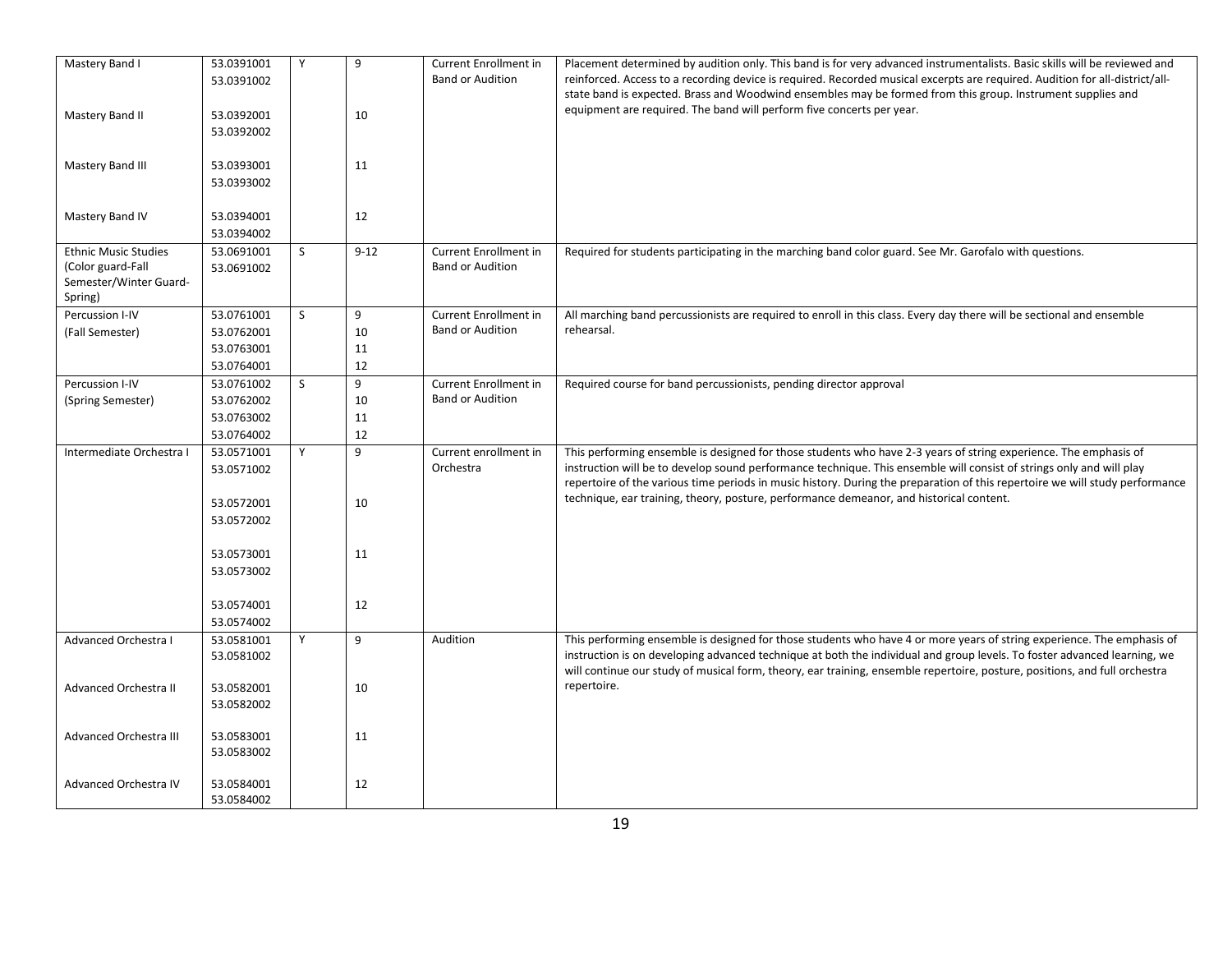| | | | | | |
|---|---|---|---|---|---|
| Mastery Band I<br><br>Mastery Band II<br><br>Mastery Band III<br><br>Mastery Band IV | 53.0391001<br>53.0391002<br><br>53.0392001<br>53.0392002<br><br>53.0393001<br>53.0393002<br><br>53.0394001<br>53.0394002 | Y | 9<br><br>10<br><br>11<br><br>12 | Current Enrollment in Band or Audition | Placement determined by audition only. This band is for very advanced instrumentalists. Basic skills will be reviewed and reinforced. Access to a recording device is required. Recorded musical excerpts are required. Audition for all-district/all-state band is expected. Brass and Woodwind ensembles may be formed from this group. Instrument supplies and equipment are required. The band will perform five concerts per year. |
| Ethnic Music Studies (Color guard-Fall Semester/Winter Guard-Spring) | 53.0691001<br>53.0691002 | S | 9-12 | Current Enrollment in Band or Audition | Required for students participating in the marching band color guard. See Mr. Garofalo with questions. |
| Percussion I-IV (Fall Semester) | 53.0761001<br>53.0762001<br>53.0763001<br>53.0764001 | S | 9<br>10<br>11<br>12 | Current Enrollment in Band or Audition | All marching band percussionists are required to enroll in this class. Every day there will be sectional and ensemble rehearsal. |
| Percussion I-IV (Spring Semester) | 53.0761002<br>53.0762002<br>53.0763002<br>53.0764002 | S | 9<br>10<br>11<br>12 | Current Enrollment in Band or Audition | Required course for band percussionists, pending director approval |
| Intermediate Orchestra I | 53.0571001<br>53.0571002<br><br>53.0572001<br>53.0572002<br><br>53.0573001<br>53.0573002<br><br>53.0574001<br>53.0574002 | Y | 9<br><br>10<br><br>11<br><br>12 | Current enrollment in Orchestra | This performing ensemble is designed for those students who have 2-3 years of string experience. The emphasis of instruction will be to develop sound performance technique. This ensemble will consist of strings only and will play repertoire of the various time periods in music history. During the preparation of this repertoire we will study performance technique, ear training, theory, posture, performance demeanor, and historical content. |
| Advanced Orchestra I<br><br>Advanced Orchestra II<br><br>Advanced Orchestra III<br><br>Advanced Orchestra IV | 53.0581001<br>53.0581002<br><br>53.0582001<br>53.0582002<br><br>53.0583001<br>53.0583002<br><br>53.0584001<br>53.0584002 | Y | 9<br><br>10<br><br>11<br><br>12 | Audition | This performing ensemble is designed for those students who have 4 or more years of string experience. The emphasis of instruction is on developing advanced technique at both the individual and group levels. To foster advanced learning, we will continue our study of musical form, theory, ear training, ensemble repertoire, posture, positions, and full orchestra repertoire. |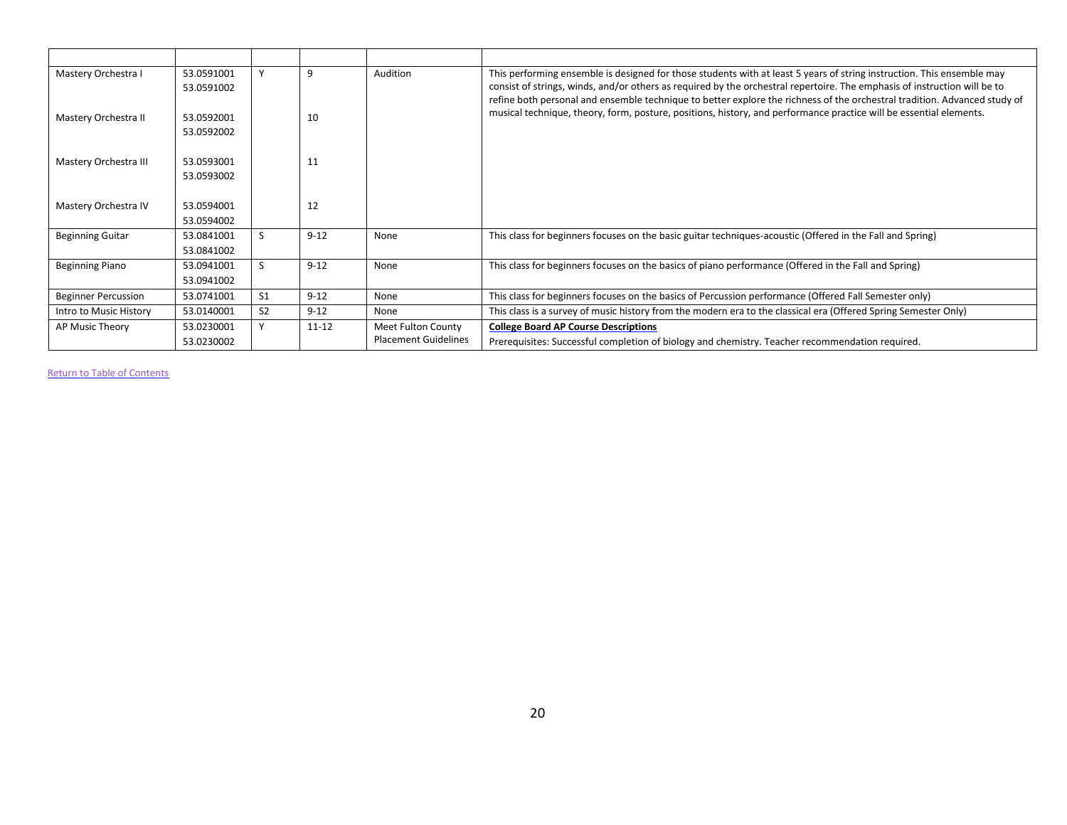| | | | | | |
|---|---|---|---|---|---|
| Mastery Orchestra I | 53.0591001<br>53.0591002 | Y | 9 | Audition | This performing ensemble is designed for those students with at least 5 years of string instruction. This ensemble may consist of strings, winds, and/or others as required by the orchestral repertoire. The emphasis of instruction will be to refine both personal and ensemble technique to better explore the richness of the orchestral tradition. Advanced study of musical technique, theory, form, posture, positions, history, and performance practice will be essential elements. |
| Mastery Orchestra II | 53.0592001<br>53.0592002 | | 10 | | |
| Mastery Orchestra III | 53.0593001<br>53.0593002 | | 11 | | |
| Mastery Orchestra IV | 53.0594001<br>53.0594002 | | 12 | | |
| Beginning Guitar | 53.0841001<br>53.0841002 | S | 9-12 | None | This class for beginners focuses on the basic guitar techniques-acoustic (Offered in the Fall and Spring) |
| Beginning Piano | 53.0941001<br>53.0941002 | S | 9-12 | None | This class for beginners focuses on the basics of piano performance (Offered in the Fall and Spring) |
| Beginner Percussion | 53.0741001 | S1 | 9-12 | None | This class for beginners focuses on the basics of Percussion performance (Offered Fall Semester only) |
| Intro to Music History | 53.0140001 | S2 | 9-12 | None | This class is a survey of music history from the modern era to the classical era (Offered Spring Semester Only) |
| AP Music Theory | 53.0230001<br>53.0230002 | Y | 11-12 | Meet Fulton County Placement Guidelines | **College Board AP Course Descriptions**<br>Prerequisites: Successful completion of biology and chemistry. Teacher recommendation required. |

Return to Table of Contents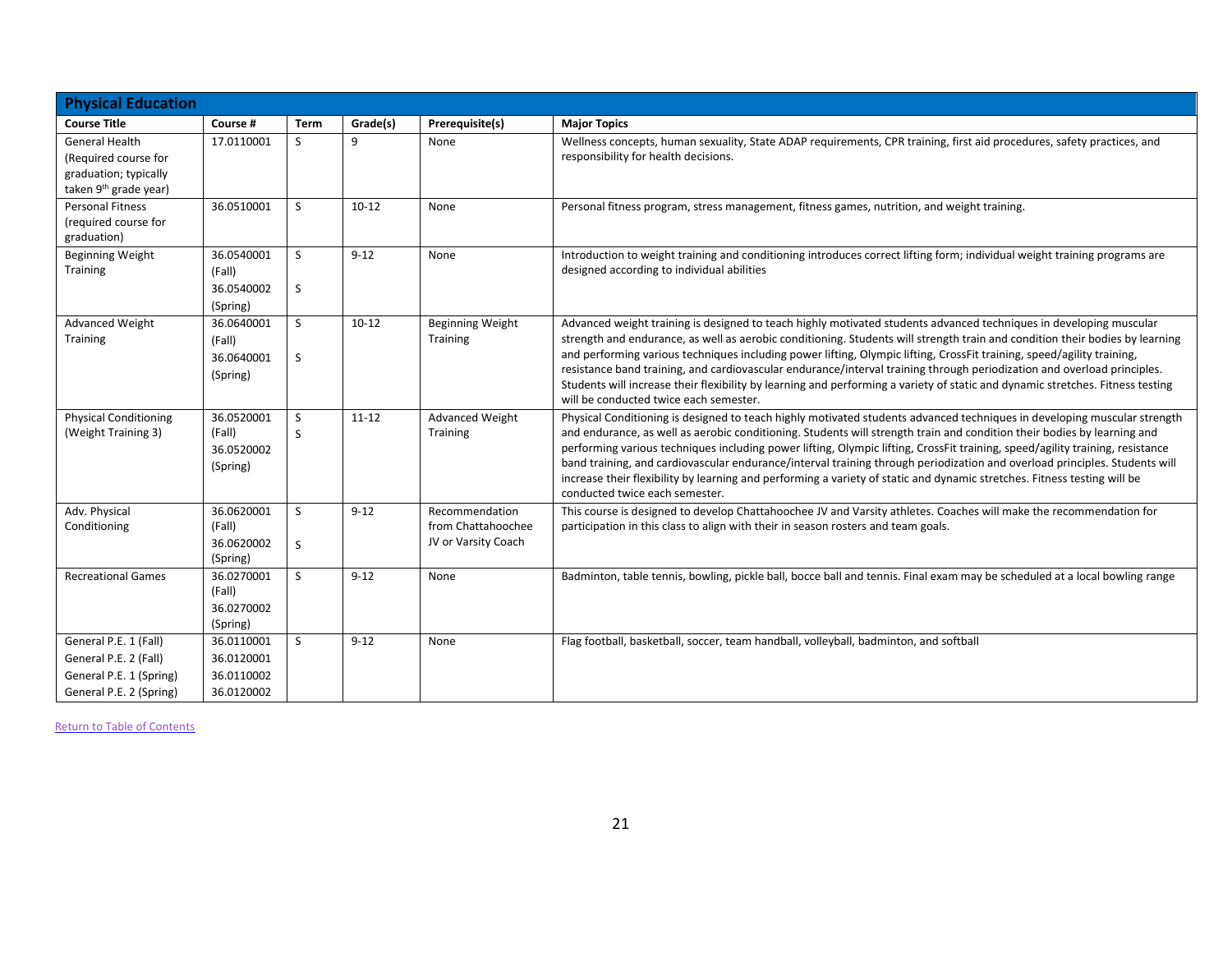## Physical Education

| Course Title | Course # | Term | Grade(s) | Prerequisite(s) | Major Topics |
|---|---|---|---|---|---|
| General Health (Required course for graduation; typically taken 9th grade year) | 17.0110001 | S | 9 | None | Wellness concepts, human sexuality, State ADAP requirements, CPR training, first aid procedures, safety practices, and responsibility for health decisions. |
| Personal Fitness (required course for graduation) | 36.0510001 | S | 10-12 | None | Personal fitness program, stress management, fitness games, nutrition, and weight training. |
| Beginning Weight Training | 36.0540001 (Fall) 36.0540002 (Spring) | S S | 9-12 | None | Introduction to weight training and conditioning introduces correct lifting form; individual weight training programs are designed according to individual abilities |
| Advanced Weight Training | 36.0640001 (Fall) 36.0640001 (Spring) | S S | 10-12 | Beginning Weight Training | Advanced weight training is designed to teach highly motivated students advanced techniques in developing muscular strength and endurance, as well as aerobic conditioning. Students will strength train and condition their bodies by learning and performing various techniques including power lifting, Olympic lifting, CrossFit training, speed/agility training, resistance band training, and cardiovascular endurance/interval training through periodization and overload principles. Students will increase their flexibility by learning and performing a variety of static and dynamic stretches. Fitness testing will be conducted twice each semester. |
| Physical Conditioning (Weight Training 3) | 36.0520001 (Fall) 36.0520002 (Spring) | S S | 11-12 | Advanced Weight Training | Physical Conditioning is designed to teach highly motivated students advanced techniques in developing muscular strength and endurance, as well as aerobic conditioning. Students will strength train and condition their bodies by learning and performing various techniques including power lifting, Olympic lifting, CrossFit training, speed/agility training, resistance band training, and cardiovascular endurance/interval training through periodization and overload principles. Students will increase their flexibility by learning and performing a variety of static and dynamic stretches. Fitness testing will be conducted twice each semester. |
| Adv. Physical Conditioning | 36.0620001 (Fall) 36.0620002 (Spring) | S S | 9-12 | Recommendation from Chattahoochee JV or Varsity Coach | This course is designed to develop Chattahoochee JV and Varsity athletes. Coaches will make the recommendation for participation in this class to align with their in season rosters and team goals. |
| Recreational Games | 36.0270001 (Fall) 36.0270002 (Spring) | S | 9-12 | None | Badminton, table tennis, bowling, pickle ball, bocce ball and tennis. Final exam may be scheduled at a local bowling range |
| General P.E. 1 (Fall) General P.E. 2 (Fall) General P.E. 1 (Spring) General P.E. 2 (Spring) | 36.0110001 36.0120001 36.0110002 36.0120002 | S | 9-12 | None | Flag football, basketball, soccer, team handball, volleyball, badminton, and softball |

Return to Table of Contents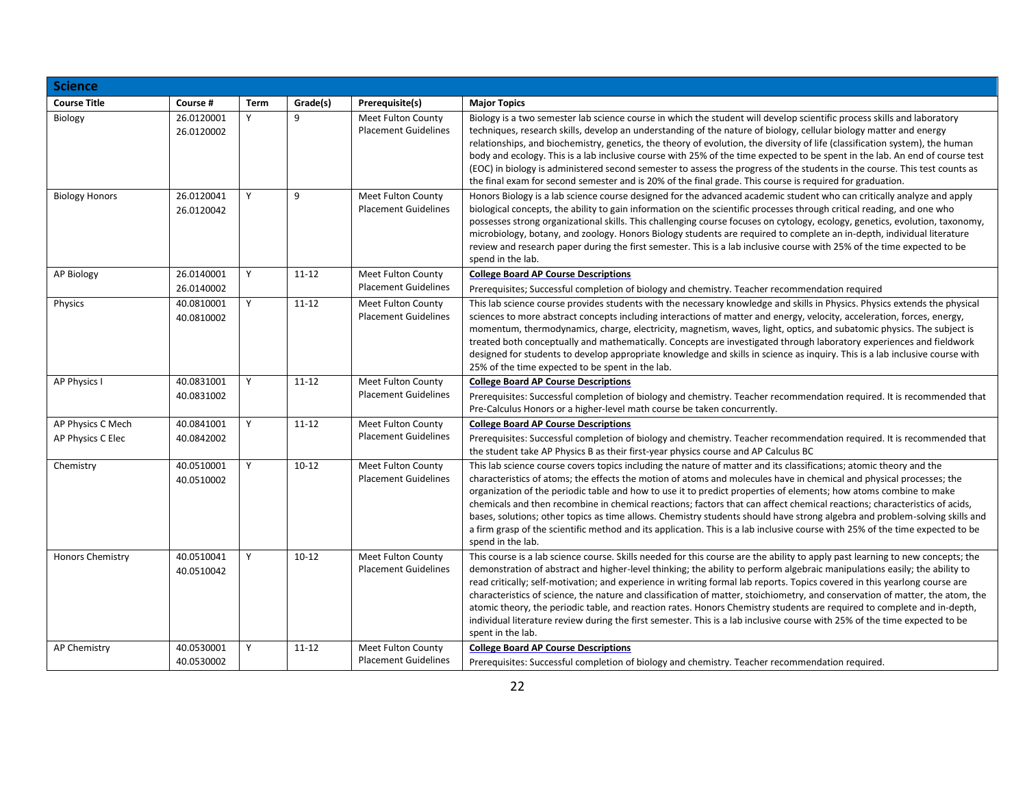## Science

| Course Title | Course # | Term | Grade(s) | Prerequisite(s) | Major Topics |
|---|---|---|---|---|---|
| Biology | 26.0120001<br>26.0120002 | Y | 9 | Meet Fulton County Placement Guidelines | Biology is a two semester lab science course in which the student will develop scientific process skills and laboratory techniques, research skills, develop an understanding of the nature of biology, cellular biology matter and energy relationships, and biochemistry, genetics, the theory of evolution, the diversity of life (classification system), the human body and ecology. This is a lab inclusive course with 25% of the time expected to be spent in the lab. An end of course test (EOC) in biology is administered second semester to assess the progress of the students in the course. This test counts as the final exam for second semester and is 20% of the final grade. This course is required for graduation. |
| Biology Honors | 26.0120041<br>26.0120042 | Y | 9 | Meet Fulton County Placement Guidelines | Honors Biology is a lab science course designed for the advanced academic student who can critically analyze and apply biological concepts, the ability to gain information on the scientific processes through critical reading, and one who possesses strong organizational skills. This challenging course focuses on cytology, ecology, genetics, evolution, taxonomy, microbiology, botany, and zoology. Honors Biology students are required to complete an in-depth, individual literature review and research paper during the first semester. This is a lab inclusive course with 25% of the time expected to be spend in the lab. |
| AP Biology | 26.0140001<br>26.0140002 | Y | 11-12 | Meet Fulton County Placement Guidelines | **College Board AP Course Descriptions**<br>Prerequisites; Successful completion of biology and chemistry. Teacher recommendation required |
| Physics | 40.0810001<br>40.0810002 | Y | 11-12 | Meet Fulton County Placement Guidelines | This lab science course provides students with the necessary knowledge and skills in Physics. Physics extends the physical sciences to more abstract concepts including interactions of matter and energy, velocity, acceleration, forces, energy, momentum, thermodynamics, charge, electricity, magnetism, waves, light, optics, and subatomic physics. The subject is treated both conceptually and mathematically. Concepts are investigated through laboratory experiences and fieldwork designed for students to develop appropriate knowledge and skills in science as inquiry. This is a lab inclusive course with 25% of the time expected to be spent in the lab. |
| AP Physics I | 40.0831001<br>40.0831002 | Y | 11-12 | Meet Fulton County Placement Guidelines | **College Board AP Course Descriptions**<br>Prerequisites: Successful completion of biology and chemistry. Teacher recommendation required. It is recommended that Pre-Calculus Honors or a higher-level math course be taken concurrently. |
| AP Physics C Mech<br>AP Physics C Elec | 40.0841001<br>40.0842002 | Y | 11-12 | Meet Fulton County Placement Guidelines | **College Board AP Course Descriptions**<br>Prerequisites: Successful completion of biology and chemistry. Teacher recommendation required. It is recommended that the student take AP Physics B as their first-year physics course and AP Calculus BC |
| Chemistry | 40.0510001<br>40.0510002 | Y | 10-12 | Meet Fulton County Placement Guidelines | This lab science course covers topics including the nature of matter and its classifications; atomic theory and the characteristics of atoms; the effects the motion of atoms and molecules have in chemical and physical processes; the organization of the periodic table and how to use it to predict properties of elements; how atoms combine to make chemicals and then recombine in chemical reactions; factors that can affect chemical reactions; characteristics of acids, bases, solutions; other topics as time allows. Chemistry students should have strong algebra and problem-solving skills and a firm grasp of the scientific method and its application. This is a lab inclusive course with 25% of the time expected to be spend in the lab. |
| Honors Chemistry | 40.0510041<br>40.0510042 | Y | 10-12 | Meet Fulton County Placement Guidelines | This course is a lab science course. Skills needed for this course are the ability to apply past learning to new concepts; the demonstration of abstract and higher-level thinking; the ability to perform algebraic manipulations easily; the ability to read critically; self-motivation; and experience in writing formal lab reports. Topics covered in this yearlong course are characteristics of science, the nature and classification of matter, stoichiometry, and conservation of matter, the atom, the atomic theory, the periodic table, and reaction rates. Honors Chemistry students are required to complete and in-depth, individual literature review during the first semester. This is a lab inclusive course with 25% of the time expected to be spent in the lab. |
| AP Chemistry | 40.0530001<br>40.0530002 | Y | 11-12 | Meet Fulton County Placement Guidelines | **College Board AP Course Descriptions**<br>Prerequisites: Successful completion of biology and chemistry. Teacher recommendation required. |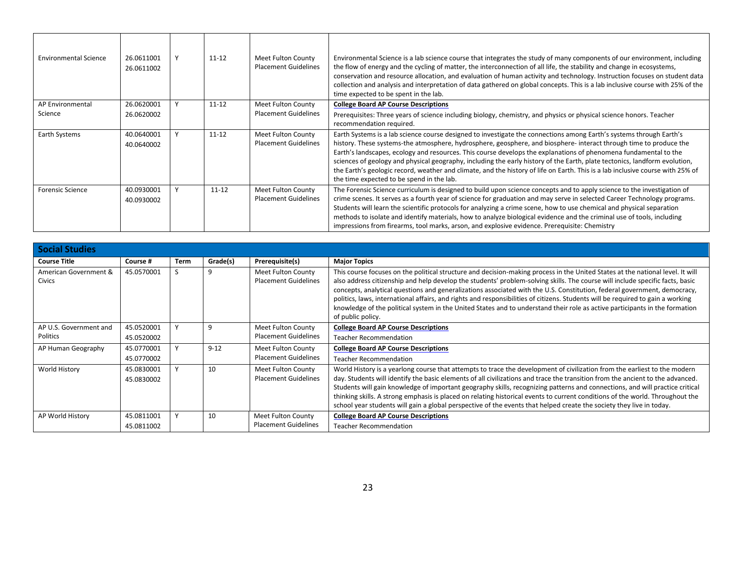| Environmental Science | 26.0611001<br>26.0611002 | Y | 11-12 | Meet Fulton County Placement Guidelines | Environmental Science is a lab science course that integrates the study of many components of our environment, including the flow of energy and the cycling of matter, the interconnection of all life, the stability and change in ecosystems, conservation and resource allocation, and evaluation of human activity and technology. Instruction focuses on student data collection and analysis and interpretation of data gathered on global concepts. This is a lab inclusive course with 25% of the time expected to be spent in the lab. |
|---|---|---|---|---|---|
| AP Environmental Science | 26.0620001<br>26.0620002 | Y | 11-12 | Meet Fulton County Placement Guidelines | **College Board AP Course Descriptions**<br>Prerequisites: Three years of science including biology, chemistry, and physics or physical science honors. Teacher recommendation required. |
| Earth Systems | 40.0640001<br>40.0640002 | Y | 11-12 | Meet Fulton County Placement Guidelines | Earth Systems is a lab science course designed to investigate the connections among Earth's systems through Earth's history. These systems-the atmosphere, hydrosphere, geosphere, and biosphere- interact through time to produce the Earth's landscapes, ecology and resources. This course develops the explanations of phenomena fundamental to the sciences of geology and physical geography, including the early history of the Earth, plate tectonics, landform evolution, the Earth's geologic record, weather and climate, and the history of life on Earth. This is a lab inclusive course with 25% of the time expected to be spend in the lab. |
| Forensic Science | 40.0930001<br>40.0930002 | Y | 11-12 | Meet Fulton County Placement Guidelines | The Forensic Science curriculum is designed to build upon science concepts and to apply science to the investigation of crime scenes. It serves as a fourth year of science for graduation and may serve in selected Career Technology programs. Students will learn the scientific protocols for analyzing a crime scene, how to use chemical and physical separation methods to isolate and identify materials, how to analyze biological evidence and the criminal use of tools, including impressions from firearms, tool marks, arson, and explosive evidence. Prerequisite: Chemistry |

## Social Studies

| Course Title | Course # | Term | Grade(s) | Prerequisite(s) | Major Topics |
|---|---|---|---|---|---|
| American Government & Civics | 45.0570001 | S | 9 | Meet Fulton County Placement Guidelines | This course focuses on the political structure and decision-making process in the United States at the national level. It will also address citizenship and help develop the students' problem-solving skills. The course will include specific facts, basic concepts, analytical questions and generalizations associated with the U.S. Constitution, federal government, democracy, politics, laws, international affairs, and rights and responsibilities of citizens. Students will be required to gain a working knowledge of the political system in the United States and to understand their role as active participants in the formation of public policy. |
| AP U.S. Government and Politics | 45.0520001<br>45.0520002 | Y | 9 | Meet Fulton County Placement Guidelines | **College Board AP Course Descriptions**<br>Teacher Recommendation |
| AP Human Geography | 45.0770001<br>45.0770002 | Y | 9-12 | Meet Fulton County Placement Guidelines | **College Board AP Course Descriptions**<br>Teacher Recommendation |
| World History | 45.0830001<br>45.0830002 | Y | 10 | Meet Fulton County Placement Guidelines | World History is a yearlong course that attempts to trace the development of civilization from the earliest to the modern day. Students will identify the basic elements of all civilizations and trace the transition from the ancient to the advanced. Students will gain knowledge of important geography skills, recognizing patterns and connections, and will practice critical thinking skills. A strong emphasis is placed on relating historical events to current conditions of the world. Throughout the school year students will gain a global perspective of the events that helped create the society they live in today. |
| AP World History | 45.0811001<br>45.0811002 | Y | 10 | Meet Fulton County Placement Guidelines | **College Board AP Course Descriptions**<br>Teacher Recommendation |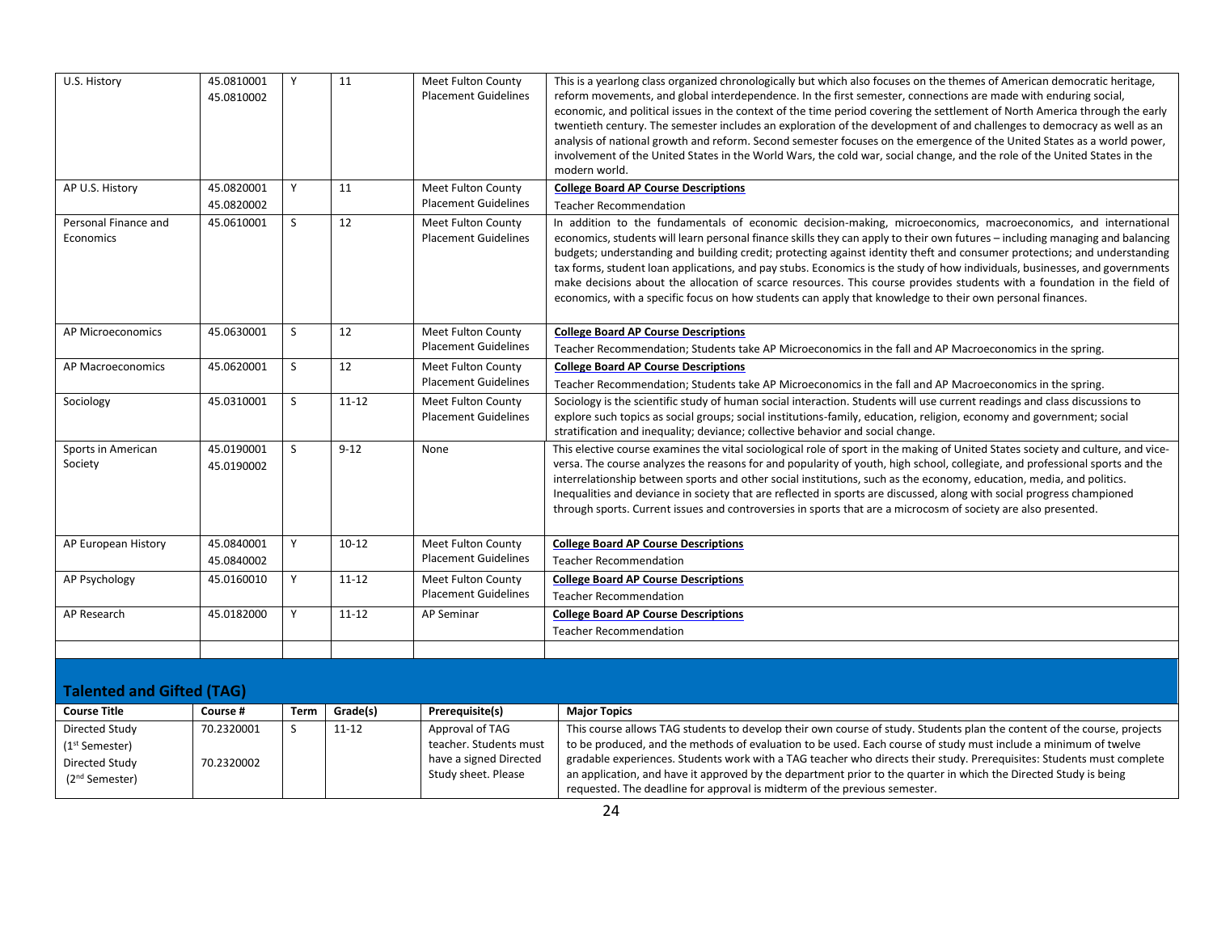| | | | | | |
|---|---|---|---|---|---|
| U.S. History | 45.0810001<br>45.0810002 | Y | 11 | Meet Fulton County Placement Guidelines | This is a yearlong class organized chronologically but which also focuses on the themes of American democratic heritage, reform movements, and global interdependence. In the first semester, connections are made with enduring social, economic, and political issues in the context of the time period covering the settlement of North America through the early twentieth century. The semester includes an exploration of the development of and challenges to democracy as well as an analysis of national growth and reform. Second semester focuses on the emergence of the United States as a world power, involvement of the United States in the World Wars, the cold war, social change, and the role of the United States in the modern world. |
| AP U.S. History | 45.0820001<br>45.0820002 | Y | 11 | Meet Fulton County Placement Guidelines | **College Board AP Course Descriptions**<br>Teacher Recommendation |
| Personal Finance and Economics | 45.0610001 | S | 12 | Meet Fulton County Placement Guidelines | In addition to the fundamentals of economic decision-making, microeconomics, macroeconomics, and international economics, students will learn personal finance skills they can apply to their own futures – including managing and balancing budgets; understanding and building credit; protecting against identity theft and consumer protections; and understanding tax forms, student loan applications, and pay stubs. Economics is the study of how individuals, businesses, and governments make decisions about the allocation of scarce resources. This course provides students with a foundation in the field of economics, with a specific focus on how students can apply that knowledge to their own personal finances. |
| AP Microeconomics | 45.0630001 | S | 12 | Meet Fulton County Placement Guidelines | **College Board AP Course Descriptions**<br>Teacher Recommendation; Students take AP Microeconomics in the fall and AP Macroeconomics in the spring. |
| AP Macroeconomics | 45.0620001 | S | 12 | Meet Fulton County Placement Guidelines | **College Board AP Course Descriptions**<br>Teacher Recommendation; Students take AP Microeconomics in the fall and AP Macroeconomics in the spring. |
| Sociology | 45.0310001 | S | 11-12 | Meet Fulton County Placement Guidelines | Sociology is the scientific study of human social interaction. Students will use current readings and class discussions to explore such topics as social groups; social institutions-family, education, religion, economy and government; social stratification and inequality; deviance; collective behavior and social change. |
| Sports in American Society | 45.0190001<br>45.0190002 | S | 9-12 | None | This elective course examines the vital sociological role of sport in the making of United States society and culture, and vice-versa. The course analyzes the reasons for and popularity of youth, high school, collegiate, and professional sports and the interrelationship between sports and other social institutions, such as the economy, education, media, and politics. Inequalities and deviance in society that are reflected in sports are discussed, along with social progress championed through sports. Current issues and controversies in sports that are a microcosm of society are also presented. |
| AP European History | 45.0840001<br>45.0840002 | Y | 10-12 | Meet Fulton County Placement Guidelines | **College Board AP Course Descriptions**<br>Teacher Recommendation |
| AP Psychology | 45.0160010 | Y | 11-12 | Meet Fulton County Placement Guidelines | **College Board AP Course Descriptions**<br>Teacher Recommendation |
| AP Research | 45.0182000 | Y | 11-12 | AP Seminar | **College Board AP Course Descriptions**<br>Teacher Recommendation |

## Talented and Gifted (TAG)

| Course Title | Course # | Term | Grade(s) | Prerequisite(s) | Major Topics |
|---|---|---|---|---|---|
| Directed Study (1st Semester)<br>Directed Study (2nd Semester) | 70.2320001<br>70.2320002 | S | 11-12 | Approval of TAG teacher. Students must have a signed Directed Study sheet. Please | This course allows TAG students to develop their own course of study. Students plan the content of the course, projects to be produced, and the methods of evaluation to be used. Each course of study must include a minimum of twelve gradable experiences. Students work with a TAG teacher who directs their study. Prerequisites: Students must complete an application, and have it approved by the department prior to the quarter in which the Directed Study is being requested. The deadline for approval is midterm of the previous semester. |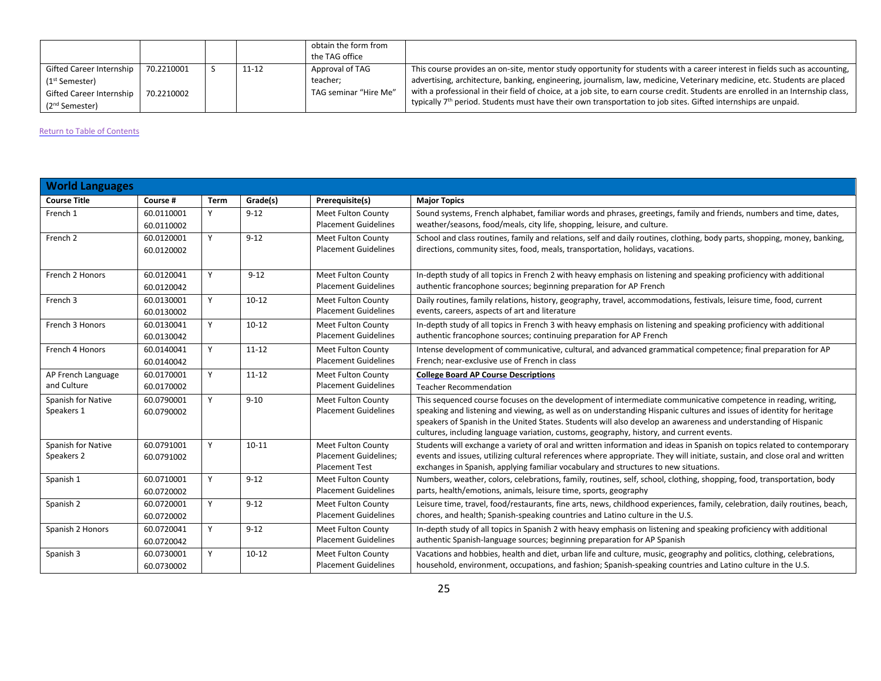| | | | | obtain the form from the TAG office | |
|---|---|---|---|---|---|
| Gifted Career Internship (1st Semester) Gifted Career Internship (2nd Semester) | 70.2210001 70.2210002 | S | 11-12 | Approval of TAG teacher; TAG seminar "Hire Me" | This course provides an on-site, mentor study opportunity for students with a career interest in fields such as accounting, advertising, architecture, banking, engineering, journalism, law, medicine, Veterinary medicine, etc. Students are placed with a professional in their field of choice, at a job site, to earn course credit. Students are enrolled in an Internship class, typically 7th period. Students must have their own transportation to job sites. Gifted internships are unpaid. |

Return to Table of Contents

## World Languages

| Course Title | Course # | Term | Grade(s) | Prerequisite(s) | Major Topics |
|---|---|---|---|---|---|
| French 1 | 60.0110001 60.0110002 | Y | 9-12 | Meet Fulton County Placement Guidelines | Sound systems, French alphabet, familiar words and phrases, greetings, family and friends, numbers and time, dates, weather/seasons, food/meals, city life, shopping, leisure, and culture. |
| French 2 | 60.0120001 60.0120002 | Y | 9-12 | Meet Fulton County Placement Guidelines | School and class routines, family and relations, self and daily routines, clothing, body parts, shopping, money, banking, directions, community sites, food, meals, transportation, holidays, vacations. |
| French 2 Honors | 60.0120041 60.0120042 | Y | 9-12 | Meet Fulton County Placement Guidelines | In-depth study of all topics in French 2 with heavy emphasis on listening and speaking proficiency with additional authentic francophone sources; beginning preparation for AP French |
| French 3 | 60.0130001 60.0130002 | Y | 10-12 | Meet Fulton County Placement Guidelines | Daily routines, family relations, history, geography, travel, accommodations, festivals, leisure time, food, current events, careers, aspects of art and literature |
| French 3 Honors | 60.0130041 60.0130042 | Y | 10-12 | Meet Fulton County Placement Guidelines | In-depth study of all topics in French 3 with heavy emphasis on listening and speaking proficiency with additional authentic francophone sources; continuing preparation for AP French |
| French 4 Honors | 60.0140041 60.0140042 | Y | 11-12 | Meet Fulton County Placement Guidelines | Intense development of communicative, cultural, and advanced grammatical competence; final preparation for AP French; near-exclusive use of French in class |
| AP French Language and Culture | 60.0170001 60.0170002 | Y | 11-12 | Meet Fulton County Placement Guidelines | **College Board AP Course Descriptions** Teacher Recommendation |
| Spanish for Native Speakers 1 | 60.0790001 60.0790002 | Y | 9-10 | Meet Fulton County Placement Guidelines | This sequenced course focuses on the development of intermediate communicative competence in reading, writing, speaking and listening and viewing, as well as on understanding Hispanic cultures and issues of identity for heritage speakers of Spanish in the United States. Students will also develop an awareness and understanding of Hispanic cultures, including language variation, customs, geography, history, and current events. |
| Spanish for Native Speakers 2 | 60.0791001 60.0791002 | Y | 10-11 | Meet Fulton County Placement Guidelines; Placement Test | Students will exchange a variety of oral and written information and ideas in Spanish on topics related to contemporary events and issues, utilizing cultural references where appropriate. They will initiate, sustain, and close oral and written exchanges in Spanish, applying familiar vocabulary and structures to new situations. |
| Spanish 1 | 60.0710001 60.0720002 | Y | 9-12 | Meet Fulton County Placement Guidelines | Numbers, weather, colors, celebrations, family, routines, self, school, clothing, shopping, food, transportation, body parts, health/emotions, animals, leisure time, sports, geography |
| Spanish 2 | 60.0720001 60.0720002 | Y | 9-12 | Meet Fulton County Placement Guidelines | Leisure time, travel, food/restaurants, fine arts, news, childhood experiences, family, celebration, daily routines, beach, chores, and health; Spanish-speaking countries and Latino culture in the U.S. |
| Spanish 2 Honors | 60.0720041 60.0720042 | Y | 9-12 | Meet Fulton County Placement Guidelines | In-depth study of all topics in Spanish 2 with heavy emphasis on listening and speaking proficiency with additional authentic Spanish-language sources; beginning preparation for AP Spanish |
| Spanish 3 | 60.0730001 60.0730002 | Y | 10-12 | Meet Fulton County Placement Guidelines | Vacations and hobbies, health and diet, urban life and culture, music, geography and politics, clothing, celebrations, household, environment, occupations, and fashion; Spanish-speaking countries and Latino culture in the U.S. |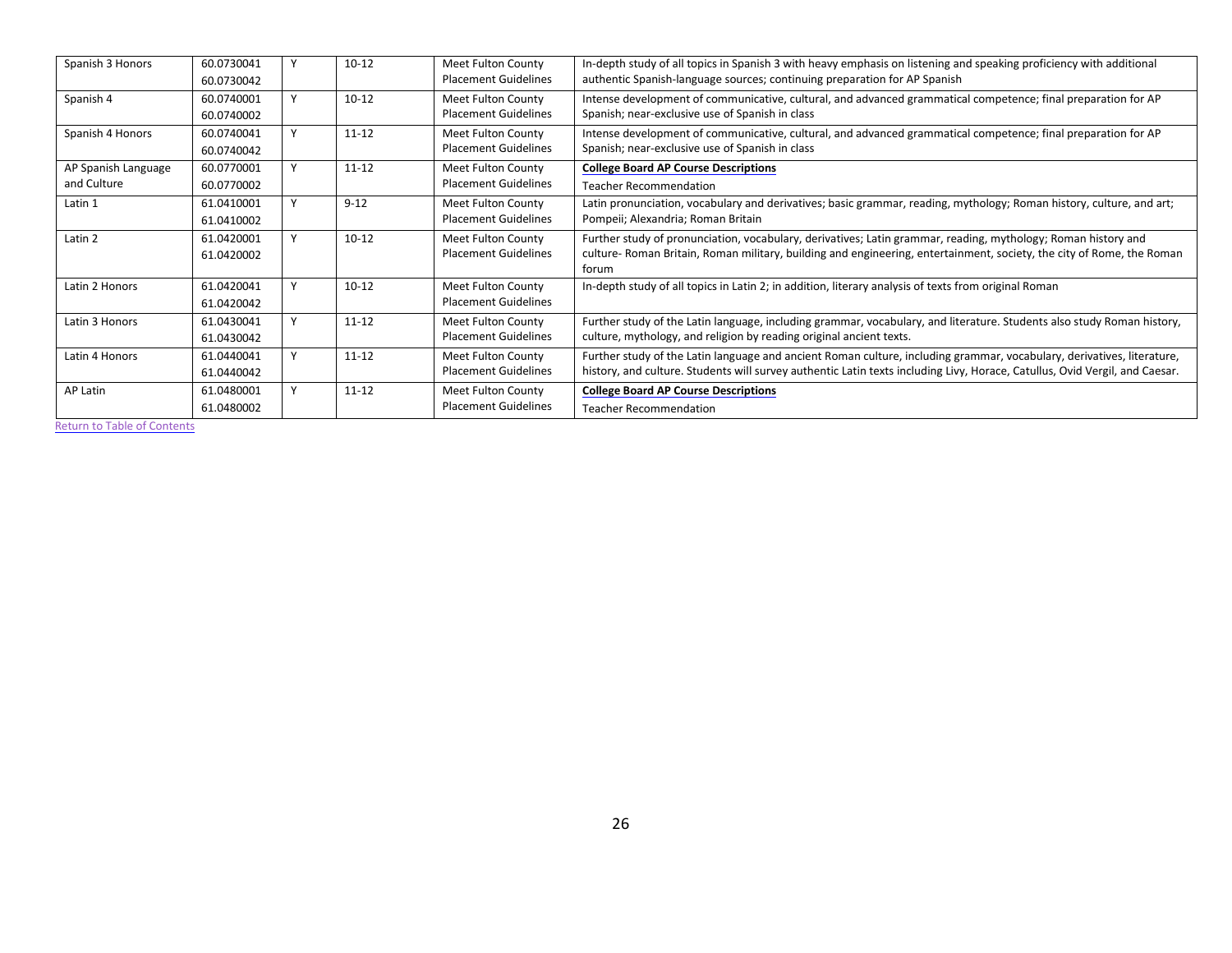| | | | | | |
|---|---|---|---|---|---|
| Spanish 3 Honors | 60.0730041 60.0730042 | Y | 10-12 | Meet Fulton County Placement Guidelines | In-depth study of all topics in Spanish 3 with heavy emphasis on listening and speaking proficiency with additional authentic Spanish-language sources; continuing preparation for AP Spanish |
| Spanish 4 | 60.0740001 60.0740002 | Y | 10-12 | Meet Fulton County Placement Guidelines | Intense development of communicative, cultural, and advanced grammatical competence; final preparation for AP Spanish; near-exclusive use of Spanish in class |
| Spanish 4 Honors | 60.0740041 60.0740042 | Y | 11-12 | Meet Fulton County Placement Guidelines | Intense development of communicative, cultural, and advanced grammatical competence; final preparation for AP Spanish; near-exclusive use of Spanish in class |
| AP Spanish Language and Culture | 60.0770001 60.0770002 | Y | 11-12 | Meet Fulton County Placement Guidelines | **College Board AP Course Descriptions** Teacher Recommendation |
| Latin 1 | 61.0410001 61.0410002 | Y | 9-12 | Meet Fulton County Placement Guidelines | Latin pronunciation, vocabulary and derivatives; basic grammar, reading, mythology; Roman history, culture, and art; Pompeii; Alexandria; Roman Britain |
| Latin 2 | 61.0420001 61.0420002 | Y | 10-12 | Meet Fulton County Placement Guidelines | Further study of pronunciation, vocabulary, derivatives; Latin grammar, reading, mythology; Roman history and culture- Roman Britain, Roman military, building and engineering, entertainment, society, the city of Rome, the Roman forum |
| Latin 2 Honors | 61.0420041 61.0420042 | Y | 10-12 | Meet Fulton County Placement Guidelines | In-depth study of all topics in Latin 2; in addition, literary analysis of texts from original Roman |
| Latin 3 Honors | 61.0430041 61.0430042 | Y | 11-12 | Meet Fulton County Placement Guidelines | Further study of the Latin language, including grammar, vocabulary, and literature. Students also study Roman history, culture, mythology, and religion by reading original ancient texts. |
| Latin 4 Honors | 61.0440041 61.0440042 | Y | 11-12 | Meet Fulton County Placement Guidelines | Further study of the Latin language and ancient Roman culture, including grammar, vocabulary, derivatives, literature, history, and culture. Students will survey authentic Latin texts including Livy, Horace, Catullus, Ovid Vergil, and Caesar. |
| AP Latin | 61.0480001 61.0480002 | Y | 11-12 | Meet Fulton County Placement Guidelines | **College Board AP Course Descriptions** Teacher Recommendation |

Return to Table of Contents